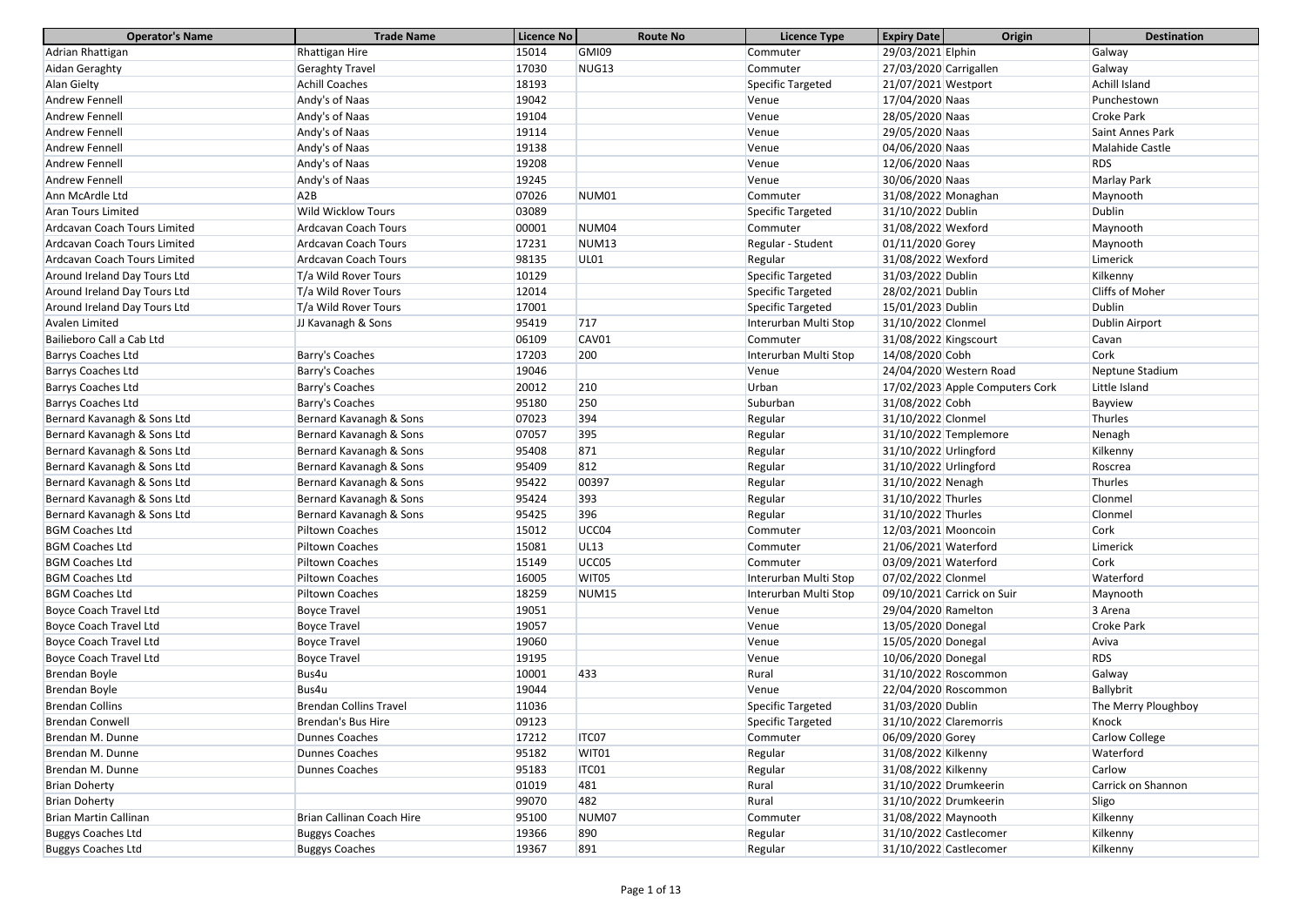| Operator's Name | Trade Name | Licence No | Route No | Licence Type | Expiry Date | Origin | Destination |
|---|---|---|---|---|---|---|---|
| Adrian Rhattigan | Rhattigan Hire | 15014 | GMI09 | Commuter | 29/03/2021 | Elphin | Galway |
| Aidan Geraghty | Geraghty Travel | 17030 | NUG13 | Commuter | 27/03/2020 | Carrigallen | Galway |
| Alan Gielty | Achill Coaches | 18193 | | Specific Targeted | 21/07/2021 | Westport | Achill Island |
| Andrew Fennell | Andy's of Naas | 19042 | | Venue | 17/04/2020 | Naas | Punchestown |
| Andrew Fennell | Andy's of Naas | 19104 | | Venue | 28/05/2020 | Naas | Croke Park |
| Andrew Fennell | Andy's of Naas | 19114 | | Venue | 29/05/2020 | Naas | Saint Annes Park |
| Andrew Fennell | Andy's of Naas | 19138 | | Venue | 04/06/2020 | Naas | Malahide Castle |
| Andrew Fennell | Andy's of Naas | 19208 | | Venue | 12/06/2020 | Naas | RDS |
| Andrew Fennell | Andy's of Naas | 19245 | | Venue | 30/06/2020 | Naas | Marlay Park |
| Ann McArdle Ltd | A2B | 07026 | NUM01 | Commuter | 31/08/2022 | Monaghan | Maynooth |
| Aran Tours Limited | Wild Wicklow Tours | 03089 | | Specific Targeted | 31/10/2022 | Dublin | Dublin |
| Ardcavan Coach Tours Limited | Ardcavan Coach Tours | 00001 | NUM04 | Commuter | 31/08/2022 | Wexford | Maynooth |
| Ardcavan Coach Tours Limited | Ardcavan Coach Tours | 17231 | NUM13 | Regular - Student | 01/11/2020 | Gorey | Maynooth |
| Ardcavan Coach Tours Limited | Ardcavan Coach Tours | 98135 | UL01 | Regular | 31/08/2022 | Wexford | Limerick |
| Around Ireland Day Tours Ltd | T/a Wild Rover Tours | 10129 | | Specific Targeted | 31/03/2022 | Dublin | Kilkenny |
| Around Ireland Day Tours Ltd | T/a Wild Rover Tours | 12014 | | Specific Targeted | 28/02/2021 | Dublin | Cliffs of Moher |
| Around Ireland Day Tours Ltd | T/a Wild Rover Tours | 17001 | | Specific Targeted | 15/01/2023 | Dublin | Dublin |
| Avalen Limited | JJ Kavanagh & Sons | 95419 | 717 | Interurban Multi Stop | 31/10/2022 | Clonmel | Dublin Airport |
| Bailieboro Call a Cab Ltd | | 06109 | CAV01 | Commuter | 31/08/2022 | Kingscourt | Cavan |
| Barrys Coaches Ltd | Barry's Coaches | 17203 | 200 | Interurban Multi Stop | 14/08/2020 | Cobh | Cork |
| Barrys Coaches Ltd | Barry's Coaches | 19046 | | Venue | 24/04/2020 | Western Road | Neptune Stadium |
| Barrys Coaches Ltd | Barry's Coaches | 20012 | 210 | Urban | 17/02/2023 | Apple Computers Cork | Little Island |
| Barrys Coaches Ltd | Barry's Coaches | 95180 | 250 | Suburban | 31/08/2022 | Cobh | Bayview |
| Bernard Kavanagh & Sons Ltd | Bernard Kavanagh & Sons | 07023 | 394 | Regular | 31/10/2022 | Clonmel | Thurles |
| Bernard Kavanagh & Sons Ltd | Bernard Kavanagh & Sons | 07057 | 395 | Regular | 31/10/2022 | Templemore | Nenagh |
| Bernard Kavanagh & Sons Ltd | Bernard Kavanagh & Sons | 95408 | 871 | Regular | 31/10/2022 | Urlingford | Kilkenny |
| Bernard Kavanagh & Sons Ltd | Bernard Kavanagh & Sons | 95409 | 812 | Regular | 31/10/2022 | Urlingford | Roscrea |
| Bernard Kavanagh & Sons Ltd | Bernard Kavanagh & Sons | 95422 | 00397 | Regular | 31/10/2022 | Nenagh | Thurles |
| Bernard Kavanagh & Sons Ltd | Bernard Kavanagh & Sons | 95424 | 393 | Regular | 31/10/2022 | Thurles | Clonmel |
| Bernard Kavanagh & Sons Ltd | Bernard Kavanagh & Sons | 95425 | 396 | Regular | 31/10/2022 | Thurles | Clonmel |
| BGM Coaches Ltd | Piltown Coaches | 15012 | UCC04 | Commuter | 12/03/2021 | Mooncoin | Cork |
| BGM Coaches Ltd | Piltown Coaches | 15081 | UL13 | Commuter | 21/06/2021 | Waterford | Limerick |
| BGM Coaches Ltd | Piltown Coaches | 15149 | UCC05 | Commuter | 03/09/2021 | Waterford | Cork |
| BGM Coaches Ltd | Piltown Coaches | 16005 | WIT05 | Interurban Multi Stop | 07/02/2022 | Clonmel | Waterford |
| BGM Coaches Ltd | Piltown Coaches | 18259 | NUM15 | Interurban Multi Stop | 09/10/2021 | Carrick on Suir | Maynooth |
| Boyce Coach Travel Ltd | Boyce Travel | 19051 | | Venue | 29/04/2020 | Ramelton | 3 Arena |
| Boyce Coach Travel Ltd | Boyce Travel | 19057 | | Venue | 13/05/2020 | Donegal | Croke Park |
| Boyce Coach Travel Ltd | Boyce Travel | 19060 | | Venue | 15/05/2020 | Donegal | Aviva |
| Boyce Coach Travel Ltd | Boyce Travel | 19195 | | Venue | 10/06/2020 | Donegal | RDS |
| Brendan Boyle | Bus4u | 10001 | 433 | Rural | 31/10/2022 | Roscommon | Galway |
| Brendan Boyle | Bus4u | 19044 | | Venue | 22/04/2020 | Roscommon | Ballybrit |
| Brendan Collins | Brendan Collins Travel | 11036 | | Specific Targeted | 31/03/2020 | Dublin | The Merry Ploughboy |
| Brendan Conwell | Brendan's Bus Hire | 09123 | | Specific Targeted | 31/10/2022 | Claremorris | Knock |
| Brendan M. Dunne | Dunnes Coaches | 17212 | ITC07 | Commuter | 06/09/2020 | Gorey | Carlow College |
| Brendan M. Dunne | Dunnes Coaches | 95182 | WIT01 | Regular | 31/08/2022 | Kilkenny | Waterford |
| Brendan M. Dunne | Dunnes Coaches | 95183 | ITC01 | Regular | 31/08/2022 | Kilkenny | Carlow |
| Brian Doherty | | 01019 | 481 | Rural | 31/10/2022 | Drumkeerin | Carrick on Shannon |
| Brian Doherty | | 99070 | 482 | Rural | 31/10/2022 | Drumkeerin | Sligo |
| Brian Martin Callinan | Brian Callinan Coach Hire | 95100 | NUM07 | Commuter | 31/08/2022 | Maynooth | Kilkenny |
| Buggys Coaches Ltd | Buggys Coaches | 19366 | 890 | Regular | 31/10/2022 | Castlecomer | Kilkenny |
| Buggys Coaches Ltd | Buggys Coaches | 19367 | 891 | Regular | 31/10/2022 | Castlecomer | Kilkenny |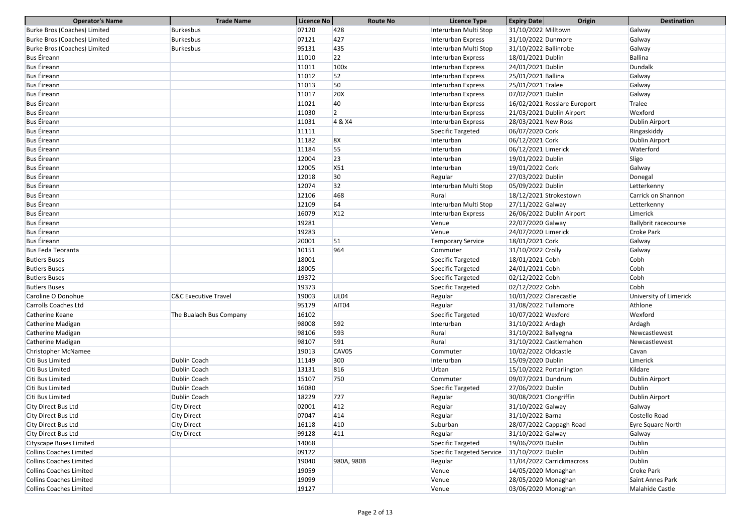| Operator's Name | Trade Name | Licence No | Route No | Licence Type | Expiry Date | Origin | Destination |
|---|---|---|---|---|---|---|---|
| Burke Bros (Coaches) Limited | Burkesbus | 07120 | 428 | Interurban Multi Stop | 31/10/2022 | Milltown | Galway |
| Burke Bros (Coaches) Limited | Burkesbus | 07121 | 427 | Interurban Express | 31/10/2022 | Dunmore | Galway |
| Burke Bros (Coaches) Limited | Burkesbus | 95131 | 435 | Interurban Multi Stop | 31/10/2022 | Ballinrobe | Galway |
| Bus Éireann | | 11010 | 22 | Interurban Express | 18/01/2021 | Dublin | Ballina |
| Bus Éireann | | 11011 | 100x | Interurban Express | 24/01/2021 | Dublin | Dundalk |
| Bus Éireann | | 11012 | 52 | Interurban Express | 25/01/2021 | Ballina | Galway |
| Bus Éireann | | 11013 | 50 | Interurban Express | 25/01/2021 | Tralee | Galway |
| Bus Éireann | | 11017 | 20X | Interurban Express | 07/02/2021 | Dublin | Galway |
| Bus Éireann | | 11021 | 40 | Interurban Express | 16/02/2021 | Rosslare Europort | Tralee |
| Bus Éireann | | 11030 | 2 | Interurban Express | 21/03/2021 | Dublin Airport | Wexford |
| Bus Éireann | | 11031 | 4 & X4 | Interurban Express | 28/03/2021 | New Ross | Dublin Airport |
| Bus Éireann | | 11111 | | Specific Targeted | 06/07/2020 | Cork | Ringaskiddy |
| Bus Éireann | | 11182 | 8X | Interurban | 06/12/2021 | Cork | Dublin Airport |
| Bus Éireann | | 11184 | 55 | Interurban | 06/12/2021 | Limerick | Waterford |
| Bus Éireann | | 12004 | 23 | Interurban | 19/01/2022 | Dublin | Sligo |
| Bus Éireann | | 12005 | X51 | Interurban | 19/01/2022 | Cork | Galway |
| Bus Éireann | | 12018 | 30 | Regular | 27/03/2022 | Dublin | Donegal |
| Bus Éireann | | 12074 | 32 | Interurban Multi Stop | 05/09/2022 | Dublin | Letterkenny |
| Bus Éireann | | 12106 | 468 | Rural | 18/12/2021 | Strokestown | Carrick on Shannon |
| Bus Éireann | | 12109 | 64 | Interurban Multi Stop | 27/11/2022 | Galway | Letterkenny |
| Bus Éireann | | 16079 | X12 | Interurban Express | 26/06/2022 | Dublin Airport | Limerick |
| Bus Éireann | | 19281 | | Venue | 22/07/2020 | Galway | Ballybrit racecourse |
| Bus Éireann | | 19283 | | Venue | 24/07/2020 | Limerick | Croke Park |
| Bus Éireann | | 20001 | 51 | Temporary Service | 18/01/2021 | Cork | Galway |
| Bus Feda Teoranta | | 10151 | 964 | Commuter | 31/10/2022 | Crolly | Galway |
| Butlers Buses | | 18001 | | Specific Targeted | 18/01/2021 | Cobh | Cobh |
| Butlers Buses | | 18005 | | Specific Targeted | 24/01/2021 | Cobh | Cobh |
| Butlers Buses | | 19372 | | Specific Targeted | 02/12/2022 | Cobh | Cobh |
| Butlers Buses | | 19373 | | Specific Targeted | 02/12/2022 | Cobh | Cobh |
| Caroline O Donohue | C&C Executive Travel | 19003 | UL04 | Regular | 10/01/2022 | Clarecastle | University of Limerick |
| Carrolls Coaches Ltd | | 95179 | AIT04 | Regular | 31/08/2022 | Tullamore | Athlone |
| Catherine Keane | The Bualadh Bus Company | 16102 | | Specific Targeted | 10/07/2022 | Wexford | Wexford |
| Catherine Madigan | | 98008 | 592 | Interurban | 31/10/2022 | Ardagh | Ardagh |
| Catherine Madigan | | 98106 | 593 | Rural | 31/10/2022 | Ballyegna | Newcastlewest |
| Catherine Madigan | | 98107 | 591 | Rural | 31/10/2022 | Castlemahon | Newcastlewest |
| Christopher McNamee | | 19013 | CAV05 | Commuter | 10/02/2022 | Oldcastle | Cavan |
| Citi Bus Limited | Dublin Coach | 11149 | 300 | Interurban | 15/09/2020 | Dublin | Limerick |
| Citi Bus Limited | Dublin Coach | 13131 | 816 | Urban | 15/10/2022 | Portarlington | Kildare |
| Citi Bus Limited | Dublin Coach | 15107 | 750 | Commuter | 09/07/2021 | Dundrum | Dublin Airport |
| Citi Bus Limited | Dublin Coach | 16080 | | Specific Targeted | 27/06/2022 | Dublin | Dublin |
| Citi Bus Limited | Dublin Coach | 18229 | 727 | Regular | 30/08/2021 | Clongriffin | Dublin Airport |
| City Direct Bus Ltd | City Direct | 02001 | 412 | Regular | 31/10/2022 | Galway | Galway |
| City Direct Bus Ltd | City Direct | 07047 | 414 | Regular | 31/10/2022 | Barna | Costello Road |
| City Direct Bus Ltd | City Direct | 16118 | 410 | Suburban | 28/07/2022 | Cappagh Road | Eyre Square North |
| City Direct Bus Ltd | City Direct | 99128 | 411 | Regular | 31/10/2022 | Galway | Galway |
| Cityscape Buses Limited | | 14068 | | Specific Targeted | 19/06/2020 | Dublin | Dublin |
| Collins Coaches Limited | | 09122 | | Specific Targeted Service | 31/10/2022 | Dublin | Dublin |
| Collins Coaches Limited | | 19040 | 980A, 980B | Regular | 11/04/2022 | Carrickmacross | Dublin |
| Collins Coaches Limited | | 19059 | | Venue | 14/05/2020 | Monaghan | Croke Park |
| Collins Coaches Limited | | 19099 | | Venue | 28/05/2020 | Monaghan | Saint Annes Park |
| Collins Coaches Limited | | 19127 | | Venue | 03/06/2020 | Monaghan | Malahide Castle |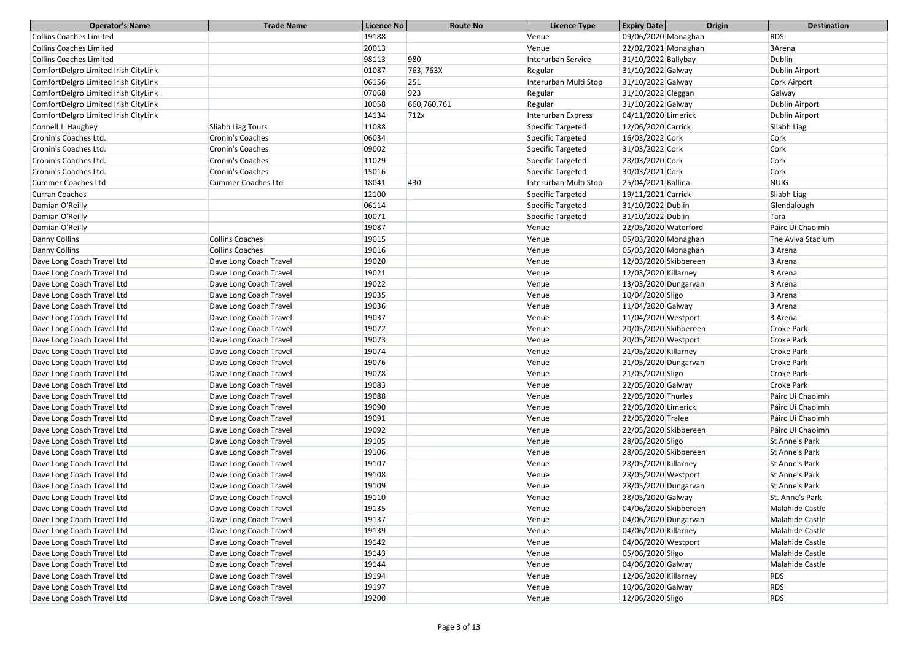| Operator's Name | Trade Name | Licence No | Route No | Licence Type | Expiry Date | Origin | Destination |
|---|---|---|---|---|---|---|---|
| Collins Coaches Limited | | 19188 | | Venue | 09/06/2020 | Monaghan | RDS |
| Collins Coaches Limited | | 20013 | | Venue | 22/02/2021 | Monaghan | 3Arena |
| Collins Coaches Limited | | 98113 | 980 | Interurban Service | 31/10/2022 | Ballybay | Dublin |
| ComfortDelgro Limited Irish CityLink | | 01087 | 763, 763X | Regular | 31/10/2022 | Galway | Dublin Airport |
| ComfortDelgro Limited Irish CityLink | | 06156 | 251 | Interurban Multi Stop | 31/10/2022 | Galway | Cork Airport |
| ComfortDelgro Limited Irish CityLink | | 07068 | 923 | Regular | 31/10/2022 | Cleggan | Galway |
| ComfortDelgro Limited Irish CityLink | | 10058 | 660,760,761 | Regular | 31/10/2022 | Galway | Dublin Airport |
| ComfortDelgro Limited Irish CityLink | | 14134 | 712x | Interurban Express | 04/11/2020 | Limerick | Dublin Airport |
| Connell J. Haughey | Sliabh Liag Tours | 11088 | | Specific Targeted | 12/06/2020 | Carrick | Sliabh Liag |
| Cronin's Coaches Ltd. | Cronin's Coaches | 06034 | | Specific Targeted | 16/03/2022 | Cork | Cork |
| Cronin's Coaches Ltd. | Cronin's Coaches | 09002 | | Specific Targeted | 31/03/2022 | Cork | Cork |
| Cronin's Coaches Ltd. | Cronin's Coaches | 11029 | | Specific Targeted | 28/03/2020 | Cork | Cork |
| Cronin's Coaches Ltd. | Cronin's Coaches | 15016 | | Specific Targeted | 30/03/2021 | Cork | Cork |
| Cummer Coaches Ltd | Cummer Coaches Ltd | 18041 | 430 | Interurban Multi Stop | 25/04/2021 | Ballina | NUIG |
| Curran Coaches | | 12100 | | Specific Targeted | 19/11/2021 | Carrick | Sliabh Liag |
| Damian O'Reilly | | 06114 | | Specific Targeted | 31/10/2022 | Dublin | Glendalough |
| Damian O'Reilly | | 10071 | | Specific Targeted | 31/10/2022 | Dublin | Tara |
| Damian O'Reilly | | 19087 | | Venue | 22/05/2020 | Waterford | Páirc Ui Chaoimh |
| Danny Collins | Collins Coaches | 19015 | | Venue | 05/03/2020 | Monaghan | The Aviva Stadium |
| Danny Collins | Collins Coaches | 19016 | | Venue | 05/03/2020 | Monaghan | 3 Arena |
| Dave Long Coach Travel Ltd | Dave Long Coach Travel | 19020 | | Venue | 12/03/2020 | Skibbereen | 3 Arena |
| Dave Long Coach Travel Ltd | Dave Long Coach Travel | 19021 | | Venue | 12/03/2020 | Killarney | 3 Arena |
| Dave Long Coach Travel Ltd | Dave Long Coach Travel | 19022 | | Venue | 13/03/2020 | Dungarvan | 3 Arena |
| Dave Long Coach Travel Ltd | Dave Long Coach Travel | 19035 | | Venue | 10/04/2020 | Sligo | 3 Arena |
| Dave Long Coach Travel Ltd | Dave Long Coach Travel | 19036 | | Venue | 11/04/2020 | Galway | 3 Arena |
| Dave Long Coach Travel Ltd | Dave Long Coach Travel | 19037 | | Venue | 11/04/2020 | Westport | 3 Arena |
| Dave Long Coach Travel Ltd | Dave Long Coach Travel | 19072 | | Venue | 20/05/2020 | Skibbereen | Croke Park |
| Dave Long Coach Travel Ltd | Dave Long Coach Travel | 19073 | | Venue | 20/05/2020 | Westport | Croke Park |
| Dave Long Coach Travel Ltd | Dave Long Coach Travel | 19074 | | Venue | 21/05/2020 | Killarney | Croke Park |
| Dave Long Coach Travel Ltd | Dave Long Coach Travel | 19076 | | Venue | 21/05/2020 | Dungarvan | Croke Park |
| Dave Long Coach Travel Ltd | Dave Long Coach Travel | 19078 | | Venue | 21/05/2020 | Sligo | Croke Park |
| Dave Long Coach Travel Ltd | Dave Long Coach Travel | 19083 | | Venue | 22/05/2020 | Galway | Croke Park |
| Dave Long Coach Travel Ltd | Dave Long Coach Travel | 19088 | | Venue | 22/05/2020 | Thurles | Páirc Ui Chaoimh |
| Dave Long Coach Travel Ltd | Dave Long Coach Travel | 19090 | | Venue | 22/05/2020 | Limerick | Páirc Ui Chaoimh |
| Dave Long Coach Travel Ltd | Dave Long Coach Travel | 19091 | | Venue | 22/05/2020 | Tralee | Páirc Ui Chaoimh |
| Dave Long Coach Travel Ltd | Dave Long Coach Travel | 19092 | | Venue | 22/05/2020 | Skibbereen | Páirc UI Chaoimh |
| Dave Long Coach Travel Ltd | Dave Long Coach Travel | 19105 | | Venue | 28/05/2020 | Sligo | St Anne's Park |
| Dave Long Coach Travel Ltd | Dave Long Coach Travel | 19106 | | Venue | 28/05/2020 | Skibbereen | St Anne's Park |
| Dave Long Coach Travel Ltd | Dave Long Coach Travel | 19107 | | Venue | 28/05/2020 | Killarney | St Anne's Park |
| Dave Long Coach Travel Ltd | Dave Long Coach Travel | 19108 | | Venue | 28/05/2020 | Westport | St Anne's Park |
| Dave Long Coach Travel Ltd | Dave Long Coach Travel | 19109 | | Venue | 28/05/2020 | Dungarvan | St Anne's Park |
| Dave Long Coach Travel Ltd | Dave Long Coach Travel | 19110 | | Venue | 28/05/2020 | Galway | St. Anne's Park |
| Dave Long Coach Travel Ltd | Dave Long Coach Travel | 19135 | | Venue | 04/06/2020 | Skibbereen | Malahide Castle |
| Dave Long Coach Travel Ltd | Dave Long Coach Travel | 19137 | | Venue | 04/06/2020 | Dungarvan | Malahide Castle |
| Dave Long Coach Travel Ltd | Dave Long Coach Travel | 19139 | | Venue | 04/06/2020 | Killarney | Malahide Castle |
| Dave Long Coach Travel Ltd | Dave Long Coach Travel | 19142 | | Venue | 04/06/2020 | Westport | Malahide Castle |
| Dave Long Coach Travel Ltd | Dave Long Coach Travel | 19143 | | Venue | 05/06/2020 | Sligo | Malahide Castle |
| Dave Long Coach Travel Ltd | Dave Long Coach Travel | 19144 | | Venue | 04/06/2020 | Galway | Malahide Castle |
| Dave Long Coach Travel Ltd | Dave Long Coach Travel | 19194 | | Venue | 12/06/2020 | Killarney | RDS |
| Dave Long Coach Travel Ltd | Dave Long Coach Travel | 19197 | | Venue | 10/06/2020 | Galway | RDS |
| Dave Long Coach Travel Ltd | Dave Long Coach Travel | 19200 | | Venue | 12/06/2020 | Sligo | RDS |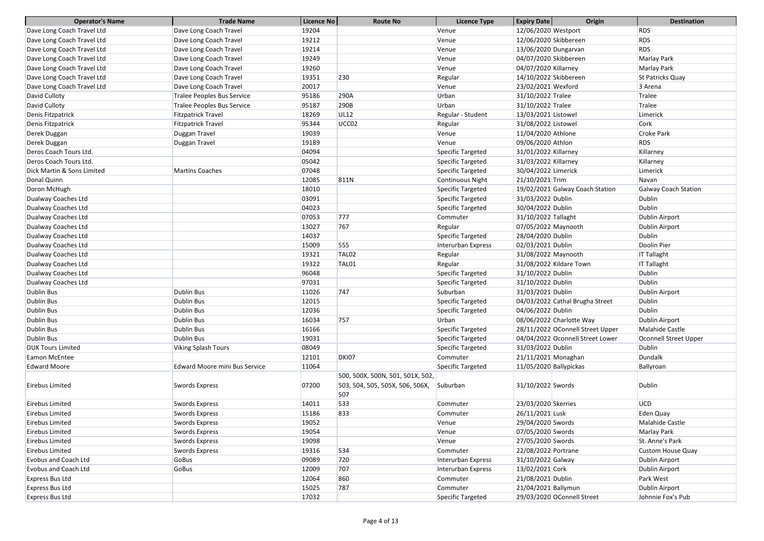| Operator's Name | Trade Name | Licence No | Route No | Licence Type | Expiry Date | Origin | Destination |
|---|---|---|---|---|---|---|---|
| Dave Long Coach Travel Ltd | Dave Long Coach Travel | 19204 | | Venue | 12/06/2020 | Westport | RDS |
| Dave Long Coach Travel Ltd | Dave Long Coach Travel | 19212 | | Venue | 12/06/2020 | Skibbereen | RDS |
| Dave Long Coach Travel Ltd | Dave Long Coach Travel | 19214 | | Venue | 13/06/2020 | Dungarvan | RDS |
| Dave Long Coach Travel Ltd | Dave Long Coach Travel | 19249 | | Venue | 04/07/2020 | Skibbereen | Marlay Park |
| Dave Long Coach Travel Ltd | Dave Long Coach Travel | 19260 | | Venue | 04/07/2020 | Killarney | Marlay Park |
| Dave Long Coach Travel Ltd | Dave Long Coach Travel | 19351 | 230 | Regular | 14/10/2022 | Skibbereen | St Patricks Quay |
| Dave Long Coach Travel Ltd | Dave Long Coach Travel | 20017 | | Venue | 23/02/2021 | Wexford | 3 Arena |
| David Culloty | Tralee Peoples Bus Service | 95186 | 290A | Urban | 31/10/2022 | Tralee | Tralee |
| David Culloty | Tralee Peoples Bus Service | 95187 | 290B | Urban | 31/10/2022 | Tralee | Tralee |
| Denis Fitzpatrick | Fitzpatrick Travel | 18269 | UL12 | Regular - Student | 13/03/2021 | Listowel | Limerick |
| Denis Fitzpatrick | Fitzpatrick Travel | 95344 | UCC02 | Regular | 31/08/2022 | Listowel | Cork |
| Derek Duggan | Duggan Travel | 19039 | | Venue | 11/04/2020 | Athlone | Croke Park |
| Derek Duggan | Duggan Travel | 19189 | | Venue | 09/06/2020 | Athlon | RDS |
| Deros Coach Tours Ltd. | | 04094 | | Specific Targeted | 31/01/2022 | Killarney | Killarney |
| Deros Coach Tours Ltd. | | 05042 | | Specific Targeted | 31/03/2022 | Killarney | Killarney |
| Dick Martin & Sons Limited | Martins Coaches | 07048 | | Specific Targeted | 30/04/2022 | Limerick | Limerick |
| Donal Quinn | | 12085 | 811N | Continuous Night | 21/10/2021 | Trim | Navan |
| Doron McHugh | | 18010 | | Specific Targeted | 19/02/2021 | Galway Coach Station | Galway Coach Station |
| Dualway Coaches Ltd | | 03091 | | Specific Targeted | 31/03/2022 | Dublin | Dublin |
| Dualway Coaches Ltd | | 04023 | | Specific Targeted | 30/04/2022 | Dublin | Dublin |
| Dualway Coaches Ltd | | 07053 | 777 | Commuter | 31/10/2022 | Tallaght | Dublin Airport |
| Dualway Coaches Ltd | | 13027 | 767 | Regular | 07/05/2022 | Maynooth | Dublin Airport |
| Dualway Coaches Ltd | | 14037 | | Specific Targeted | 28/04/2020 | Dublin | Dublin |
| Dualway Coaches Ltd | | 15009 | 555 | Interurban Express | 02/03/2021 | Dublin | Doolin Pier |
| Dualway Coaches Ltd | | 19321 | TAL02 | Regular | 31/08/2022 | Maynooth | IT Tallaght |
| Dualway Coaches Ltd | | 19322 | TAL01 | Regular | 31/08/2022 | Kildare Town | IT Tallaght |
| Dualway Coaches Ltd | | 96048 | | Specific Targeted | 31/10/2022 | Dublin | Dublin |
| Dualway Coaches Ltd | | 97031 | | Specific Targeted | 31/10/2022 | Dublin | Dublin |
| Dublin Bus | Dublin Bus | 11026 | 747 | Suburban | 31/03/2021 | Dublin | Dublin Airport |
| Dublin Bus | Dublin Bus | 12015 | | Specific Targeted | 04/03/2022 | Cathal Brugha Street | Dublin |
| Dublin Bus | Dublin Bus | 12036 | | Specific Targeted | 04/06/2022 | Dublin | Dublin |
| Dublin Bus | Dublin Bus | 16034 | 757 | Urban | 08/06/2022 | Charlotte Way | Dublin Airport |
| Dublin Bus | Dublin Bus | 16166 | | Specific Targeted | 28/11/2022 | OConnell Street Upper | Malahide Castle |
| Dublin Bus | Dublin Bus | 19031 | | Specific Targeted | 04/04/2022 | Oconnell Street Lower | Oconnell Street Upper |
| DUK Tours Limited | Viking Splash Tours | 08049 | | Specific Targeted | 31/03/2022 | Dublin | Dublin |
| Eamon McEntee | | 12101 | DKI07 | Commuter | 21/11/2021 | Monaghan | Dundalk |
| Edward Moore | Edward Moore mini Bus Service | 11064 | | Specific Targeted | 11/05/2020 | Ballypickas | Ballyroan |
| Eirebus Limited | Swords Express | 07200 | 500, 500X, 500N, 501, 501X, 502, 503, 504, 505, 505X, 506, 506X, 507 | Suburban | 31/10/2022 | Swords | Dublin |
| Eirebus Limited | Swords Express | 14011 | 533 | Commuter | 23/03/2020 | Skerries | UCD |
| Eirebus Limited | Swords Express | 15186 | 833 | Commuter | 26/11/2021 | Lusk | Eden Quay |
| Eirebus Limited | Swords Express | 19052 | | Venue | 29/04/2020 | Swords | Malahide Castle |
| Eirebus Limited | Swords Express | 19054 | | Venue | 07/05/2020 | Swords | Marlay Park |
| Eirebus Limited | Swords Express | 19098 | | Venue | 27/05/2020 | Swords | St. Anne's Park |
| Eirebus Limited | Swords Express | 19316 | 534 | Commuter | 22/08/2022 | Portrane | Custom House Quay |
| Evobus and Coach Ltd | GoBus | 09089 | 720 | Interurban Express | 31/10/2022 | Galway | Dublin Airport |
| Evobus and Coach Ltd | GoBus | 12009 | 707 | Interurban Express | 13/02/2021 | Cork | Dublin Airport |
| Express Bus Ltd | | 12064 | 860 | Commuter | 21/08/2021 | Dublin | Park West |
| Express Bus Ltd | | 15025 | 787 | Commuter | 21/04/2021 | Ballymun | Dublin Airport |
| Express Bus Ltd | | 17032 | | Specific Targeted | 29/03/2020 | OConnell Street | Johnnie Fox's Pub |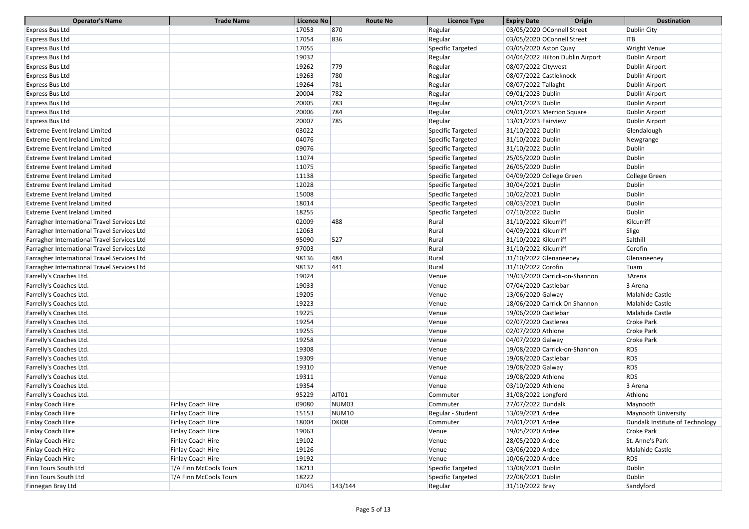| Operator's Name | Trade Name | Licence No | Route No | Licence Type | Expiry Date | Origin | Destination |
|---|---|---|---|---|---|---|---|
| Express Bus Ltd | | 17053 | 870 | Regular | 03/05/2020 | OConnell Street | Dublin City |
| Express Bus Ltd | | 17054 | 836 | Regular | 03/05/2020 | OConnell Street | ITB |
| Express Bus Ltd | | 17055 | | Specific Targeted | 03/05/2020 | Aston Quay | Wright Venue |
| Express Bus Ltd | | 19032 | | Regular | 04/04/2022 | Hilton Dublin Airport | Dublin Airport |
| Express Bus Ltd | | 19262 | 779 | Regular | 08/07/2022 | Citywest | Dublin Airport |
| Express Bus Ltd | | 19263 | 780 | Regular | 08/07/2022 | Castleknock | Dublin Airport |
| Express Bus Ltd | | 19264 | 781 | Regular | 08/07/2022 | Tallaght | Dublin Airport |
| Express Bus Ltd | | 20004 | 782 | Regular | 09/01/2023 | Dublin | Dublin Airport |
| Express Bus Ltd | | 20005 | 783 | Regular | 09/01/2023 | Dublin | Dublin Airport |
| Express Bus Ltd | | 20006 | 784 | Regular | 09/01/2023 | Merrion Square | Dublin Airport |
| Express Bus Ltd | | 20007 | 785 | Regular | 13/01/2023 | Fairview | Dublin Airport |
| Extreme Event Ireland Limited | | 03022 | | Specific Targeted | 31/10/2022 | Dublin | Glendalough |
| Extreme Event Ireland Limited | | 04076 | | Specific Targeted | 31/10/2022 | Dublin | Newgrange |
| Extreme Event Ireland Limited | | 09076 | | Specific Targeted | 31/10/2022 | Dublin | Dublin |
| Extreme Event Ireland Limited | | 11074 | | Specific Targeted | 25/05/2020 | Dublin | Dublin |
| Extreme Event Ireland Limited | | 11075 | | Specific Targeted | 26/05/2020 | Dublin | Dublin |
| Extreme Event Ireland Limited | | 11138 | | Specific Targeted | 04/09/2020 | College Green | College Green |
| Extreme Event Ireland Limited | | 12028 | | Specific Targeted | 30/04/2021 | Dublin | Dublin |
| Extreme Event Ireland Limited | | 15008 | | Specific Targeted | 10/02/2021 | Dublin | Dublin |
| Extreme Event Ireland Limited | | 18014 | | Specific Targeted | 08/03/2021 | Dublin | Dublin |
| Extreme Event Ireland Limited | | 18255 | | Specific Targeted | 07/10/2022 | Dublin | Dublin |
| Farragher International Travel Services Ltd | | 02009 | 488 | Rural | 31/10/2022 | Kilcurriff | Kilcurriff |
| Farragher International Travel Services Ltd | | 12063 | | Rural | 04/09/2021 | Kilcurriff | Sligo |
| Farragher International Travel Services Ltd | | 95090 | 527 | Rural | 31/10/2022 | Kilcurriff | Salthill |
| Farragher International Travel Services Ltd | | 97003 | | Rural | 31/10/2022 | Kilcurriff | Corofin |
| Farragher International Travel Services Ltd | | 98136 | 484 | Rural | 31/10/2022 | Glenaneeney | Glenaneeney |
| Farragher International Travel Services Ltd | | 98137 | 441 | Rural | 31/10/2022 | Corofin | Tuam |
| Farrelly's Coaches Ltd. | | 19024 | | Venue | 19/03/2020 | Carrick-on-Shannon | 3Arena |
| Farrelly's Coaches Ltd. | | 19033 | | Venue | 07/04/2020 | Castlebar | 3 Arena |
| Farrelly's Coaches Ltd. | | 19205 | | Venue | 13/06/2020 | Galway | Malahide Castle |
| Farrelly's Coaches Ltd. | | 19223 | | Venue | 18/06/2020 | Carrick On Shannon | Malahide Castle |
| Farrelly's Coaches Ltd. | | 19225 | | Venue | 19/06/2020 | Castlebar | Malahide Castle |
| Farrelly's Coaches Ltd. | | 19254 | | Venue | 02/07/2020 | Castlerea | Croke Park |
| Farrelly's Coaches Ltd. | | 19255 | | Venue | 02/07/2020 | Athlone | Croke Park |
| Farrelly's Coaches Ltd. | | 19258 | | Venue | 04/07/2020 | Galway | Croke Park |
| Farrelly's Coaches Ltd. | | 19308 | | Venue | 19/08/2020 | Carrick-on-Shannon | RDS |
| Farrelly's Coaches Ltd. | | 19309 | | Venue | 19/08/2020 | Castlebar | RDS |
| Farrelly's Coaches Ltd. | | 19310 | | Venue | 19/08/2020 | Galway | RDS |
| Farrelly's Coaches Ltd. | | 19311 | | Venue | 19/08/2020 | Athlone | RDS |
| Farrelly's Coaches Ltd. | | 19354 | | Venue | 03/10/2020 | Athlone | 3 Arena |
| Farrelly's Coaches Ltd. | | 95229 | AIT01 | Commuter | 31/08/2022 | Longford | Athlone |
| Finlay Coach Hire | Finlay Coach Hire | 09080 | NUM03 | Commuter | 27/07/2022 | Dundalk | Maynooth |
| Finlay Coach Hire | Finlay Coach Hire | 15153 | NUM10 | Regular - Student | 13/09/2021 | Ardee | Maynooth University |
| Finlay Coach Hire | Finlay Coach Hire | 18004 | DKI08 | Commuter | 24/01/2021 | Ardee | Dundalk Institute of Technology |
| Finlay Coach Hire | Finlay Coach Hire | 19063 | | Venue | 19/05/2020 | Ardee | Croke Park |
| Finlay Coach Hire | Finlay Coach Hire | 19102 | | Venue | 28/05/2020 | Ardee | St. Anne's Park |
| Finlay Coach Hire | Finlay Coach Hire | 19126 | | Venue | 03/06/2020 | Ardee | Malahide Castle |
| Finlay Coach Hire | Finlay Coach Hire | 19192 | | Venue | 10/06/2020 | Ardee | RDS |
| Finn Tours South Ltd | T/A Finn McCools Tours | 18213 | | Specific Targeted | 13/08/2021 | Dublin | Dublin |
| Finn Tours South Ltd | T/A Finn McCools Tours | 18222 | | Specific Targeted | 22/08/2021 | Dublin | Dublin |
| Finnegan Bray Ltd | | 07045 | 143/144 | Regular | 31/10/2022 | Bray | Sandyford |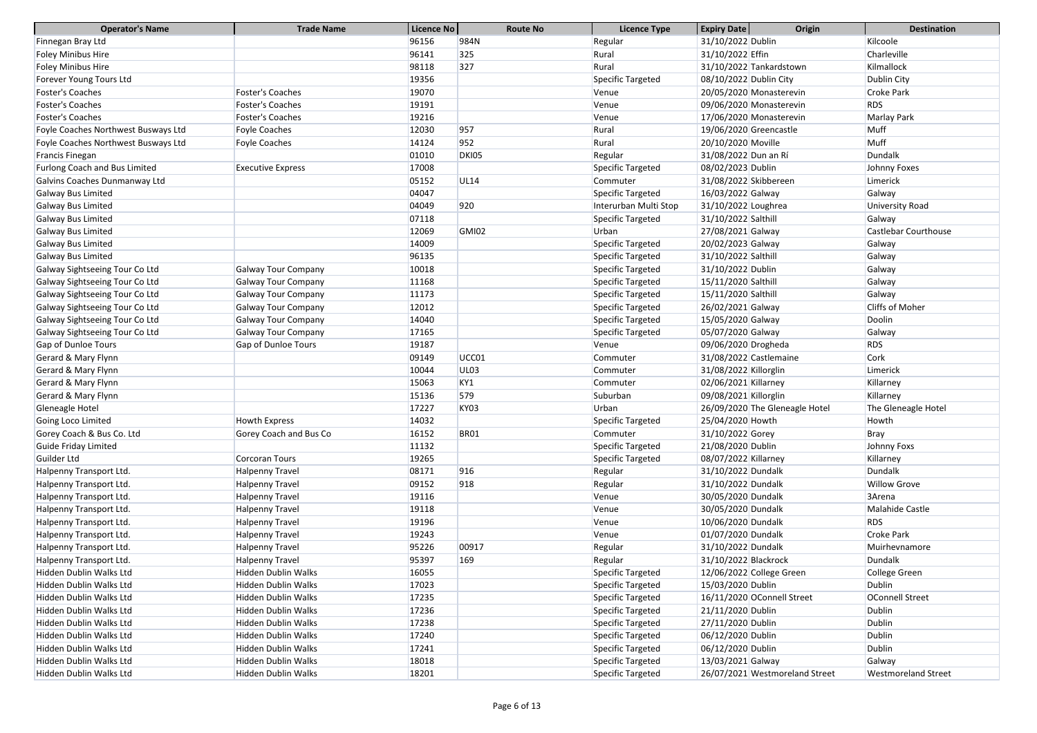| Operator's Name | Trade Name | Licence No | Route No | Licence Type | Expiry Date | Origin | Destination |
|---|---|---|---|---|---|---|---|
| Finnegan Bray Ltd | | 96156 | 984N | Regular | 31/10/2022 | Dublin | Kilcoole |
| Foley Minibus Hire | | 96141 | 325 | Rural | 31/10/2022 | Effin | Charleville |
| Foley Minibus Hire | | 98118 | 327 | Rural | 31/10/2022 | Tankardstown | Kilmallock |
| Forever Young Tours Ltd | | 19356 | | Specific Targeted | 08/10/2022 | Dublin City | Dublin City |
| Foster's Coaches | Foster's Coaches | 19070 | | Venue | 20/05/2020 | Monasterevin | Croke Park |
| Foster's Coaches | Foster's Coaches | 19191 | | Venue | 09/06/2020 | Monasterevin | RDS |
| Foster's Coaches | Foster's Coaches | 19216 | | Venue | 17/06/2020 | Monasterevin | Marlay Park |
| Foyle Coaches Northwest Busways Ltd | Foyle Coaches | 12030 | 957 | Rural | 19/06/2020 | Greencastle | Muff |
| Foyle Coaches Northwest Busways Ltd | Foyle Coaches | 14124 | 952 | Rural | 20/10/2020 | Moville | Muff |
| Francis Finegan | | 01010 | DKI05 | Regular | 31/08/2022 | Dun an Rí | Dundalk |
| Furlong Coach and Bus Limited | Executive Express | 17008 | | Specific Targeted | 08/02/2023 | Dublin | Johnny Foxes |
| Galvins Coaches Dunmanway Ltd | | 05152 | UL14 | Commuter | 31/08/2022 | Skibbereen | Limerick |
| Galway Bus Limited | | 04047 | | Specific Targeted | 16/03/2022 | Galway | Galway |
| Galway Bus Limited | | 04049 | 920 | Interurban Multi Stop | 31/10/2022 | Loughrea | University Road |
| Galway Bus Limited | | 07118 | | Specific Targeted | 31/10/2022 | Salthill | Galway |
| Galway Bus Limited | | 12069 | GMI02 | Urban | 27/08/2021 | Galway | Castlebar Courthouse |
| Galway Bus Limited | | 14009 | | Specific Targeted | 20/02/2023 | Galway | Galway |
| Galway Bus Limited | | 96135 | | Specific Targeted | 31/10/2022 | Salthill | Galway |
| Galway Sightseeing Tour Co Ltd | Galway Tour Company | 10018 | | Specific Targeted | 31/10/2022 | Dublin | Galway |
| Galway Sightseeing Tour Co Ltd | Galway Tour Company | 11168 | | Specific Targeted | 15/11/2020 | Salthill | Galway |
| Galway Sightseeing Tour Co Ltd | Galway Tour Company | 11173 | | Specific Targeted | 15/11/2020 | Salthill | Galway |
| Galway Sightseeing Tour Co Ltd | Galway Tour Company | 12012 | | Specific Targeted | 26/02/2021 | Galway | Cliffs of Moher |
| Galway Sightseeing Tour Co Ltd | Galway Tour Company | 14040 | | Specific Targeted | 15/05/2020 | Galway | Doolin |
| Galway Sightseeing Tour Co Ltd | Galway Tour Company | 17165 | | Specific Targeted | 05/07/2020 | Galway | Galway |
| Gap of Dunloe Tours | Gap of Dunloe Tours | 19187 | | Venue | 09/06/2020 | Drogheda | RDS |
| Gerard & Mary Flynn | | 09149 | UCC01 | Commuter | 31/08/2022 | Castlemaine | Cork |
| Gerard & Mary Flynn | | 10044 | UL03 | Commuter | 31/08/2022 | Killorglin | Limerick |
| Gerard & Mary Flynn | | 15063 | KY1 | Commuter | 02/06/2021 | Killarney | Killarney |
| Gerard & Mary Flynn | | 15136 | 579 | Suburban | 09/08/2021 | Killorglin | Killarney |
| Gleneagle Hotel | | 17227 | KY03 | Urban | 26/09/2020 | The Gleneagle Hotel | The Gleneagle Hotel |
| Going Loco Limited | Howth Express | 14032 | | Specific Targeted | 25/04/2020 | Howth | Howth |
| Gorey Coach & Bus Co. Ltd | Gorey Coach and Bus Co | 16152 | BR01 | Commuter | 31/10/2022 | Gorey | Bray |
| Guide Friday Limited | | 11132 | | Specific Targeted | 21/08/2020 | Dublin | Johnny Foxs |
| Guilder Ltd | Corcoran Tours | 19265 | | Specific Targeted | 08/07/2022 | Killarney | Killarney |
| Halpenny Transport Ltd. | Halpenny Travel | 08171 | 916 | Regular | 31/10/2022 | Dundalk | Dundalk |
| Halpenny Transport Ltd. | Halpenny Travel | 09152 | 918 | Regular | 31/10/2022 | Dundalk | Willow Grove |
| Halpenny Transport Ltd. | Halpenny Travel | 19116 | | Venue | 30/05/2020 | Dundalk | 3Arena |
| Halpenny Transport Ltd. | Halpenny Travel | 19118 | | Venue | 30/05/2020 | Dundalk | Malahide Castle |
| Halpenny Transport Ltd. | Halpenny Travel | 19196 | | Venue | 10/06/2020 | Dundalk | RDS |
| Halpenny Transport Ltd. | Halpenny Travel | 19243 | | Venue | 01/07/2020 | Dundalk | Croke Park |
| Halpenny Transport Ltd. | Halpenny Travel | 95226 | 00917 | Regular | 31/10/2022 | Dundalk | Muirhevnamore |
| Halpenny Transport Ltd. | Halpenny Travel | 95397 | 169 | Regular | 31/10/2022 | Blackrock | Dundalk |
| Hidden Dublin Walks Ltd | Hidden Dublin Walks | 16055 | | Specific Targeted | 12/06/2022 | College Green | College Green |
| Hidden Dublin Walks Ltd | Hidden Dublin Walks | 17023 | | Specific Targeted | 15/03/2020 | Dublin | Dublin |
| Hidden Dublin Walks Ltd | Hidden Dublin Walks | 17235 | | Specific Targeted | 16/11/2020 | OConnell Street | OConnell Street |
| Hidden Dublin Walks Ltd | Hidden Dublin Walks | 17236 | | Specific Targeted | 21/11/2020 | Dublin | Dublin |
| Hidden Dublin Walks Ltd | Hidden Dublin Walks | 17238 | | Specific Targeted | 27/11/2020 | Dublin | Dublin |
| Hidden Dublin Walks Ltd | Hidden Dublin Walks | 17240 | | Specific Targeted | 06/12/2020 | Dublin | Dublin |
| Hidden Dublin Walks Ltd | Hidden Dublin Walks | 17241 | | Specific Targeted | 06/12/2020 | Dublin | Dublin |
| Hidden Dublin Walks Ltd | Hidden Dublin Walks | 18018 | | Specific Targeted | 13/03/2021 | Galway | Galway |
| Hidden Dublin Walks Ltd | Hidden Dublin Walks | 18201 | | Specific Targeted | 26/07/2021 | Westmoreland Street | Westmoreland Street |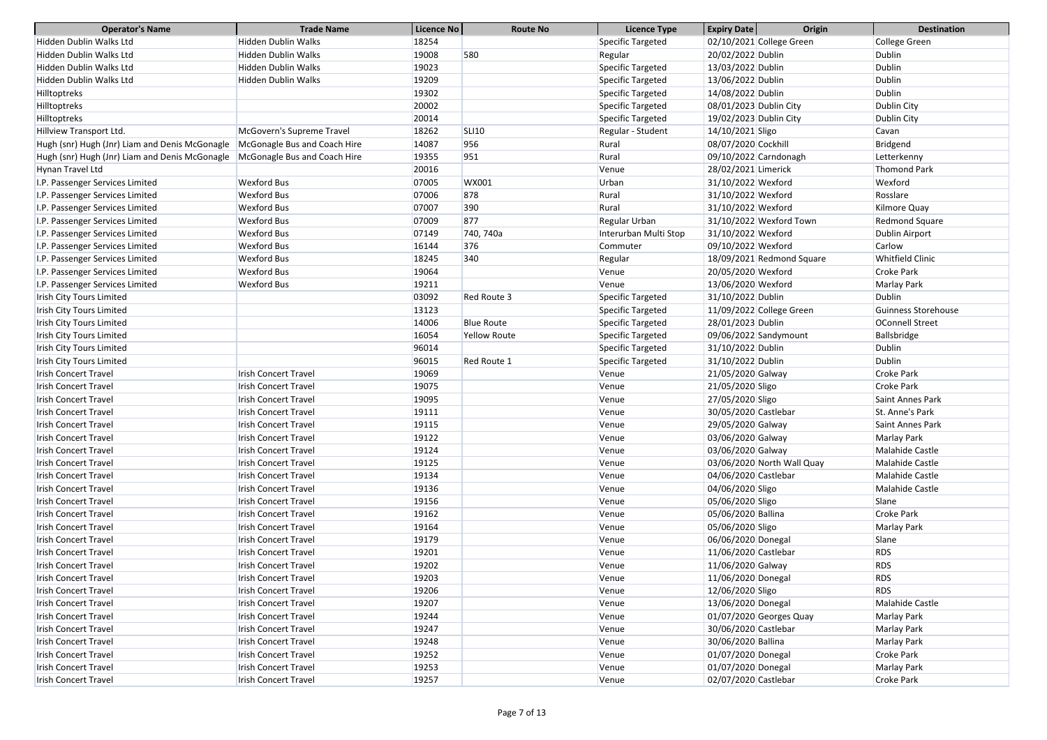| Operator's Name | Trade Name | Licence No | Route No | Licence Type | Expiry Date | Origin | Destination |
|---|---|---|---|---|---|---|---|
| Hidden Dublin Walks Ltd | Hidden Dublin Walks | 18254 | | Specific Targeted | 02/10/2021 | College Green | College Green |
| Hidden Dublin Walks Ltd | Hidden Dublin Walks | 19008 | 580 | Regular | 20/02/2022 | Dublin | Dublin |
| Hidden Dublin Walks Ltd | Hidden Dublin Walks | 19023 | | Specific Targeted | 13/03/2022 | Dublin | Dublin |
| Hidden Dublin Walks Ltd | Hidden Dublin Walks | 19209 | | Specific Targeted | 13/06/2022 | Dublin | Dublin |
| Hilltoptreks | | 19302 | | Specific Targeted | 14/08/2022 | Dublin | Dublin |
| Hilltoptreks | | 20002 | | Specific Targeted | 08/01/2023 | Dublin City | Dublin City |
| Hilltoptreks | | 20014 | | Specific Targeted | 19/02/2023 | Dublin City | Dublin City |
| Hillview Transport Ltd. | McGovern's Supreme Travel | 18262 | SLI10 | Regular - Student | 14/10/2021 | Sligo | Cavan |
| Hugh (snr) Hugh (Jnr) Liam and Denis McGonagle | McGonagle Bus and Coach Hire | 14087 | 956 | Rural | 08/07/2020 | Cockhill | Bridgend |
| Hugh (snr) Hugh (Jnr) Liam and Denis McGonagle | McGonagle Bus and Coach Hire | 19355 | 951 | Rural | 09/10/2022 | Carndonagh | Letterkenny |
| Hynan Travel Ltd | | 20016 | | Venue | 28/02/2021 | Limerick | Thomond Park |
| I.P. Passenger Services Limited | Wexford Bus | 07005 | WX001 | Urban | 31/10/2022 | Wexford | Wexford |
| I.P. Passenger Services Limited | Wexford Bus | 07006 | 878 | Rural | 31/10/2022 | Wexford | Rosslare |
| I.P. Passenger Services Limited | Wexford Bus | 07007 | 390 | Rural | 31/10/2022 | Wexford | Kilmore Quay |
| I.P. Passenger Services Limited | Wexford Bus | 07009 | 877 | Regular Urban | 31/10/2022 | Wexford Town | Redmond Square |
| I.P. Passenger Services Limited | Wexford Bus | 07149 | 740, 740a | Interurban Multi Stop | 31/10/2022 | Wexford | Dublin Airport |
| I.P. Passenger Services Limited | Wexford Bus | 16144 | 376 | Commuter | 09/10/2022 | Wexford | Carlow |
| I.P. Passenger Services Limited | Wexford Bus | 18245 | 340 | Regular | 18/09/2021 | Redmond Square | Whitfield Clinic |
| I.P. Passenger Services Limited | Wexford Bus | 19064 | | Venue | 20/05/2020 | Wexford | Croke Park |
| I.P. Passenger Services Limited | Wexford Bus | 19211 | | Venue | 13/06/2020 | Wexford | Marlay Park |
| Irish City Tours Limited | | 03092 | Red Route 3 | Specific Targeted | 31/10/2022 | Dublin | Dublin |
| Irish City Tours Limited | | 13123 | | Specific Targeted | 11/09/2022 | College Green | Guinness Storehouse |
| Irish City Tours Limited | | 14006 | Blue Route | Specific Targeted | 28/01/2023 | Dublin | OConnell Street |
| Irish City Tours Limited | | 16054 | Yellow Route | Specific Targeted | 09/06/2022 | Sandymount | Ballsbridge |
| Irish City Tours Limited | | 96014 | | Specific Targeted | 31/10/2022 | Dublin | Dublin |
| Irish City Tours Limited | | 96015 | Red Route 1 | Specific Targeted | 31/10/2022 | Dublin | Dublin |
| Irish Concert Travel | Irish Concert Travel | 19069 | | Venue | 21/05/2020 | Galway | Croke Park |
| Irish Concert Travel | Irish Concert Travel | 19075 | | Venue | 21/05/2020 | Sligo | Croke Park |
| Irish Concert Travel | Irish Concert Travel | 19095 | | Venue | 27/05/2020 | Sligo | Saint Annes Park |
| Irish Concert Travel | Irish Concert Travel | 19111 | | Venue | 30/05/2020 | Castlebar | St. Anne's Park |
| Irish Concert Travel | Irish Concert Travel | 19115 | | Venue | 29/05/2020 | Galway | Saint Annes Park |
| Irish Concert Travel | Irish Concert Travel | 19122 | | Venue | 03/06/2020 | Galway | Marlay Park |
| Irish Concert Travel | Irish Concert Travel | 19124 | | Venue | 03/06/2020 | Galway | Malahide Castle |
| Irish Concert Travel | Irish Concert Travel | 19125 | | Venue | 03/06/2020 | North Wall Quay | Malahide Castle |
| Irish Concert Travel | Irish Concert Travel | 19134 | | Venue | 04/06/2020 | Castlebar | Malahide Castle |
| Irish Concert Travel | Irish Concert Travel | 19136 | | Venue | 04/06/2020 | Sligo | Malahide Castle |
| Irish Concert Travel | Irish Concert Travel | 19156 | | Venue | 05/06/2020 | Sligo | Slane |
| Irish Concert Travel | Irish Concert Travel | 19162 | | Venue | 05/06/2020 | Ballina | Croke Park |
| Irish Concert Travel | Irish Concert Travel | 19164 | | Venue | 05/06/2020 | Sligo | Marlay Park |
| Irish Concert Travel | Irish Concert Travel | 19179 | | Venue | 06/06/2020 | Donegal | Slane |
| Irish Concert Travel | Irish Concert Travel | 19201 | | Venue | 11/06/2020 | Castlebar | RDS |
| Irish Concert Travel | Irish Concert Travel | 19202 | | Venue | 11/06/2020 | Galway | RDS |
| Irish Concert Travel | Irish Concert Travel | 19203 | | Venue | 11/06/2020 | Donegal | RDS |
| Irish Concert Travel | Irish Concert Travel | 19206 | | Venue | 12/06/2020 | Sligo | RDS |
| Irish Concert Travel | Irish Concert Travel | 19207 | | Venue | 13/06/2020 | Donegal | Malahide Castle |
| Irish Concert Travel | Irish Concert Travel | 19244 | | Venue | 01/07/2020 | Georges Quay | Marlay Park |
| Irish Concert Travel | Irish Concert Travel | 19247 | | Venue | 30/06/2020 | Castlebar | Marlay Park |
| Irish Concert Travel | Irish Concert Travel | 19248 | | Venue | 30/06/2020 | Ballina | Marlay Park |
| Irish Concert Travel | Irish Concert Travel | 19252 | | Venue | 01/07/2020 | Donegal | Croke Park |
| Irish Concert Travel | Irish Concert Travel | 19253 | | Venue | 01/07/2020 | Donegal | Marlay Park |
| Irish Concert Travel | Irish Concert Travel | 19257 | | Venue | 02/07/2020 | Castlebar | Croke Park |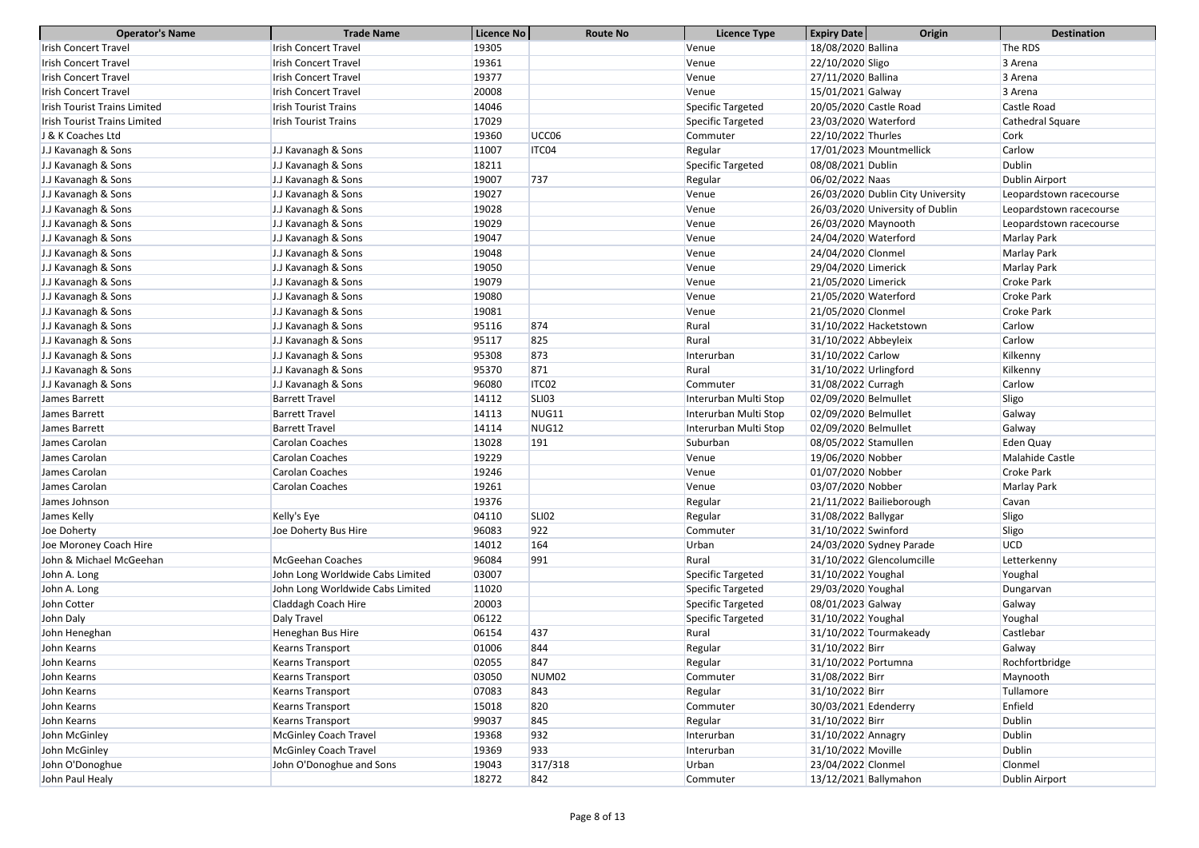| Operator's Name | Trade Name | Licence No | Route No | Licence Type | Expiry Date | Origin | Destination |
|---|---|---|---|---|---|---|---|
| Irish Concert Travel | Irish Concert Travel | 19305 | | Venue | 18/08/2020 | Ballina | The RDS |
| Irish Concert Travel | Irish Concert Travel | 19361 | | Venue | 22/10/2020 | Sligo | 3 Arena |
| Irish Concert Travel | Irish Concert Travel | 19377 | | Venue | 27/11/2020 | Ballina | 3 Arena |
| Irish Concert Travel | Irish Concert Travel | 20008 | | Venue | 15/01/2021 | Galway | 3 Arena |
| Irish Tourist Trains Limited | Irish Tourist Trains | 14046 | | Specific Targeted | 20/05/2020 | Castle Road | Castle Road |
| Irish Tourist Trains Limited | Irish Tourist Trains | 17029 | | Specific Targeted | 23/03/2020 | Waterford | Cathedral Square |
| J & K Coaches Ltd | | 19360 | UCC06 | Commuter | 22/10/2022 | Thurles | Cork |
| J.J Kavanagh & Sons | J.J Kavanagh & Sons | 11007 | ITC04 | Regular | 17/01/2023 | Mountmellick | Carlow |
| J.J Kavanagh & Sons | J.J Kavanagh & Sons | 18211 | | Specific Targeted | 08/08/2021 | Dublin | Dublin |
| J.J Kavanagh & Sons | J.J Kavanagh & Sons | 19007 | 737 | Regular | 06/02/2022 | Naas | Dublin Airport |
| J.J Kavanagh & Sons | J.J Kavanagh & Sons | 19027 | | Venue | 26/03/2020 | Dublin City University | Leopardstown racecourse |
| J.J Kavanagh & Sons | J.J Kavanagh & Sons | 19028 | | Venue | 26/03/2020 | University of Dublin | Leopardstown racecourse |
| J.J Kavanagh & Sons | J.J Kavanagh & Sons | 19029 | | Venue | 26/03/2020 | Maynooth | Leopardstown racecourse |
| J.J Kavanagh & Sons | J.J Kavanagh & Sons | 19047 | | Venue | 24/04/2020 | Waterford | Marlay Park |
| J.J Kavanagh & Sons | J.J Kavanagh & Sons | 19048 | | Venue | 24/04/2020 | Clonmel | Marlay Park |
| J.J Kavanagh & Sons | J.J Kavanagh & Sons | 19050 | | Venue | 29/04/2020 | Limerick | Marlay Park |
| J.J Kavanagh & Sons | J.J Kavanagh & Sons | 19079 | | Venue | 21/05/2020 | Limerick | Croke Park |
| J.J Kavanagh & Sons | J.J Kavanagh & Sons | 19080 | | Venue | 21/05/2020 | Waterford | Croke Park |
| J.J Kavanagh & Sons | J.J Kavanagh & Sons | 19081 | | Venue | 21/05/2020 | Clonmel | Croke Park |
| J.J Kavanagh & Sons | J.J Kavanagh & Sons | 95116 | 874 | Rural | 31/10/2022 | Hacketstown | Carlow |
| J.J Kavanagh & Sons | J.J Kavanagh & Sons | 95117 | 825 | Rural | 31/10/2022 | Abbeyleix | Carlow |
| J.J Kavanagh & Sons | J.J Kavanagh & Sons | 95308 | 873 | Interurban | 31/10/2022 | Carlow | Kilkenny |
| J.J Kavanagh & Sons | J.J Kavanagh & Sons | 95370 | 871 | Rural | 31/10/2022 | Urlingford | Kilkenny |
| J.J Kavanagh & Sons | J.J Kavanagh & Sons | 96080 | ITC02 | Commuter | 31/08/2022 | Curragh | Carlow |
| James Barrett | Barrett Travel | 14112 | SLI03 | Interurban Multi Stop | 02/09/2020 | Belmullet | Sligo |
| James Barrett | Barrett Travel | 14113 | NUG11 | Interurban Multi Stop | 02/09/2020 | Belmullet | Galway |
| James Barrett | Barrett Travel | 14114 | NUG12 | Interurban Multi Stop | 02/09/2020 | Belmullet | Galway |
| James Carolan | Carolan Coaches | 13028 | 191 | Suburban | 08/05/2022 | Stamullen | Eden Quay |
| James Carolan | Carolan Coaches | 19229 | | Venue | 19/06/2020 | Nobber | Malahide Castle |
| James Carolan | Carolan Coaches | 19246 | | Venue | 01/07/2020 | Nobber | Croke Park |
| James Carolan | Carolan Coaches | 19261 | | Venue | 03/07/2020 | Nobber | Marlay Park |
| James Johnson | | 19376 | | Regular | 21/11/2022 | Bailieborough | Cavan |
| James Kelly | Kelly's Eye | 04110 | SLI02 | Regular | 31/08/2022 | Ballygar | Sligo |
| Joe Doherty | Joe Doherty Bus Hire | 96083 | 922 | Commuter | 31/10/2022 | Swinford | Sligo |
| Joe Moroney Coach Hire | | 14012 | 164 | Urban | 24/03/2020 | Sydney Parade | UCD |
| John & Michael McGeehan | McGeehan Coaches | 96084 | 991 | Rural | 31/10/2022 | Glencolumcille | Letterkenny |
| John A. Long | John Long Worldwide Cabs Limited | 03007 | | Specific Targeted | 31/10/2022 | Youghal | Youghal |
| John A. Long | John Long Worldwide Cabs Limited | 11020 | | Specific Targeted | 29/03/2020 | Youghal | Dungarvan |
| John Cotter | Claddagh Coach Hire | 20003 | | Specific Targeted | 08/01/2023 | Galway | Galway |
| John Daly | Daly Travel | 06122 | | Specific Targeted | 31/10/2022 | Youghal | Youghal |
| John Heneghan | Heneghan Bus Hire | 06154 | 437 | Rural | 31/10/2022 | Tourmakeady | Castlebar |
| John Kearns | Kearns Transport | 01006 | 844 | Regular | 31/10/2022 | Birr | Galway |
| John Kearns | Kearns Transport | 02055 | 847 | Regular | 31/10/2022 | Portumna | Rochfortbridge |
| John Kearns | Kearns Transport | 03050 | NUM02 | Commuter | 31/08/2022 | Birr | Maynooth |
| John Kearns | Kearns Transport | 07083 | 843 | Regular | 31/10/2022 | Birr | Tullamore |
| John Kearns | Kearns Transport | 15018 | 820 | Commuter | 30/03/2021 | Edenderry | Enfield |
| John Kearns | Kearns Transport | 99037 | 845 | Regular | 31/10/2022 | Birr | Dublin |
| John McGinley | McGinley Coach Travel | 19368 | 932 | Interurban | 31/10/2022 | Annagry | Dublin |
| John McGinley | McGinley Coach Travel | 19369 | 933 | Interurban | 31/10/2022 | Moville | Dublin |
| John O'Donoghue | John O'Donoghue and Sons | 19043 | 317/318 | Urban | 23/04/2022 | Clonmel | Clonmel |
| John Paul Healy | | 18272 | 842 | Commuter | 13/12/2021 | Ballymahon | Dublin Airport |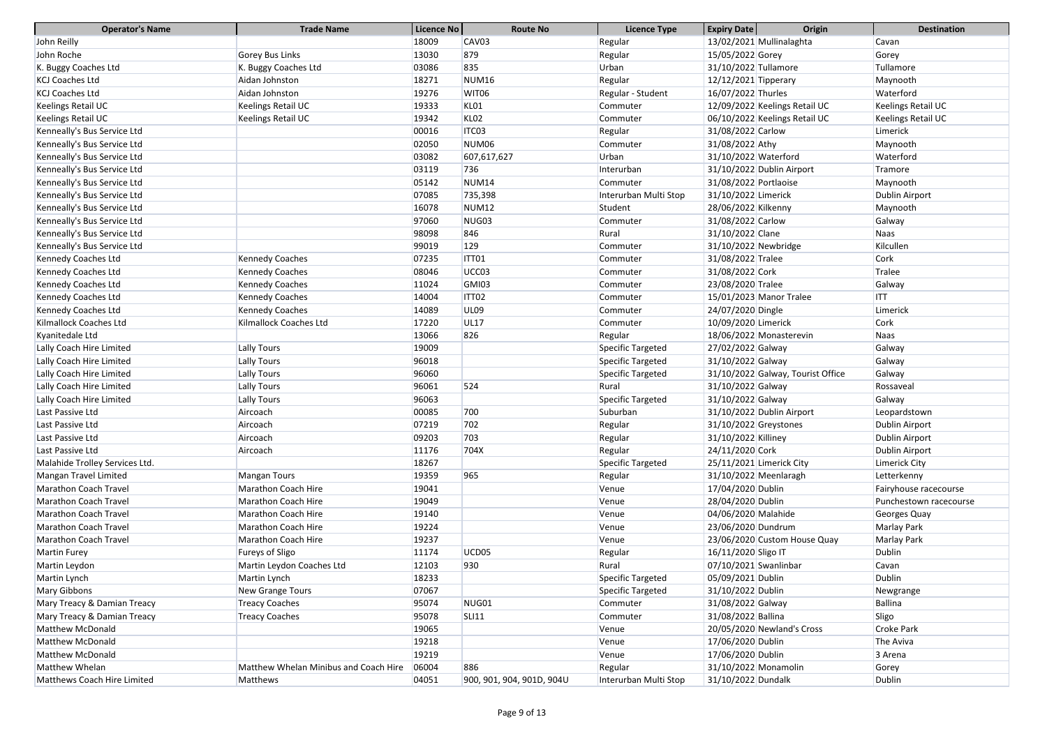| Operator's Name | Trade Name | Licence No | Route No | Licence Type | Expiry Date | Origin | Destination |
|---|---|---|---|---|---|---|---|
| John Reilly | | 18009 | CAV03 | Regular | 13/02/2021 | Mullinalaghta | Cavan |
| John Roche | Gorey Bus Links | 13030 | 879 | Regular | 15/05/2022 | Gorey | Gorey |
| K. Buggy Coaches Ltd | K. Buggy Coaches Ltd | 03086 | 835 | Urban | 31/10/2022 | Tullamore | Tullamore |
| KCJ Coaches Ltd | Aidan Johnston | 18271 | NUM16 | Regular | 12/12/2021 | Tipperary | Maynooth |
| KCJ Coaches Ltd | Aidan Johnston | 19276 | WIT06 | Regular - Student | 16/07/2022 | Thurles | Waterford |
| Keelings Retail UC | Keelings Retail UC | 19333 | KL01 | Commuter | 12/09/2022 | Keelings Retail UC | Keelings Retail UC |
| Keelings Retail UC | Keelings Retail UC | 19342 | KL02 | Commuter | 06/10/2022 | Keelings Retail UC | Keelings Retail UC |
| Kenneally's Bus Service Ltd | | 00016 | ITC03 | Regular | 31/08/2022 | Carlow | Limerick |
| Kenneally's Bus Service Ltd | | 02050 | NUM06 | Commuter | 31/08/2022 | Athy | Maynooth |
| Kenneally's Bus Service Ltd | | 03082 | 607,617,627 | Urban | 31/10/2022 | Waterford | Waterford |
| Kenneally's Bus Service Ltd | | 03119 | 736 | Interurban | 31/10/2022 | Dublin Airport | Tramore |
| Kenneally's Bus Service Ltd | | 05142 | NUM14 | Commuter | 31/08/2022 | Portlaoise | Maynooth |
| Kenneally's Bus Service Ltd | | 07085 | 735,398 | Interurban Multi Stop | 31/10/2022 | Limerick | Dublin Airport |
| Kenneally's Bus Service Ltd | | 16078 | NUM12 | Student | 28/06/2022 | Kilkenny | Maynooth |
| Kenneally's Bus Service Ltd | | 97060 | NUG03 | Commuter | 31/08/2022 | Carlow | Galway |
| Kenneally's Bus Service Ltd | | 98098 | 846 | Rural | 31/10/2022 | Clane | Naas |
| Kenneally's Bus Service Ltd | | 99019 | 129 | Commuter | 31/10/2022 | Newbridge | Kilcullen |
| Kennedy Coaches Ltd | Kennedy Coaches | 07235 | ITT01 | Commuter | 31/08/2022 | Tralee | Cork |
| Kennedy Coaches Ltd | Kennedy Coaches | 08046 | UCC03 | Commuter | 31/08/2022 | Cork | Tralee |
| Kennedy Coaches Ltd | Kennedy Coaches | 11024 | GMI03 | Commuter | 23/08/2020 | Tralee | Galway |
| Kennedy Coaches Ltd | Kennedy Coaches | 14004 | ITT02 | Commuter | 15/01/2023 | Manor Tralee | ITT |
| Kennedy Coaches Ltd | Kennedy Coaches | 14089 | UL09 | Commuter | 24/07/2020 | Dingle | Limerick |
| Kilmallock Coaches Ltd | Kilmallock Coaches Ltd | 17220 | UL17 | Commuter | 10/09/2020 | Limerick | Cork |
| Kyanitedale Ltd | | 13066 | 826 | Regular | 18/06/2022 | Monasterevin | Naas |
| Lally Coach Hire Limited | Lally Tours | 19009 | | Specific Targeted | 27/02/2022 | Galway | Galway |
| Lally Coach Hire Limited | Lally Tours | 96018 | | Specific Targeted | 31/10/2022 | Galway | Galway |
| Lally Coach Hire Limited | Lally Tours | 96060 | | Specific Targeted | 31/10/2022 | Galway, Tourist Office | Galway |
| Lally Coach Hire Limited | Lally Tours | 96061 | 524 | Rural | 31/10/2022 | Galway | Rossaveal |
| Lally Coach Hire Limited | Lally Tours | 96063 | | Specific Targeted | 31/10/2022 | Galway | Galway |
| Last Passive Ltd | Aircoach | 00085 | 700 | Suburban | 31/10/2022 | Dublin Airport | Leopardstown |
| Last Passive Ltd | Aircoach | 07219 | 702 | Regular | 31/10/2022 | Greystones | Dublin Airport |
| Last Passive Ltd | Aircoach | 09203 | 703 | Regular | 31/10/2022 | Killiney | Dublin Airport |
| Last Passive Ltd | Aircoach | 11176 | 704X | Regular | 24/11/2020 | Cork | Dublin Airport |
| Malahide Trolley Services Ltd. | | 18267 | | Specific Targeted | 25/11/2021 | Limerick City | Limerick City |
| Mangan Travel Limited | Mangan Tours | 19359 | 965 | Regular | 31/10/2022 | Meenlaragh | Letterkenny |
| Marathon Coach Travel | Marathon Coach Hire | 19041 | | Venue | 17/04/2020 | Dublin | Fairyhouse racecourse |
| Marathon Coach Travel | Marathon Coach Hire | 19049 | | Venue | 28/04/2020 | Dublin | Punchestown racecourse |
| Marathon Coach Travel | Marathon Coach Hire | 19140 | | Venue | 04/06/2020 | Malahide | Georges Quay |
| Marathon Coach Travel | Marathon Coach Hire | 19224 | | Venue | 23/06/2020 | Dundrum | Marlay Park |
| Marathon Coach Travel | Marathon Coach Hire | 19237 | | Venue | 23/06/2020 | Custom House Quay | Marlay Park |
| Martin Furey | Fureys of Sligo | 11174 | UCD05 | Regular | 16/11/2020 | Sligo IT | Dublin |
| Martin Leydon | Martin Leydon Coaches Ltd | 12103 | 930 | Rural | 07/10/2021 | Swanlinbar | Cavan |
| Martin Lynch | Martin Lynch | 18233 | | Specific Targeted | 05/09/2021 | Dublin | Dublin |
| Mary Gibbons | New Grange Tours | 07067 | | Specific Targeted | 31/10/2022 | Dublin | Newgrange |
| Mary Treacy & Damian Treacy | Treacy Coaches | 95074 | NUG01 | Commuter | 31/08/2022 | Galway | Ballina |
| Mary Treacy & Damian Treacy | Treacy Coaches | 95078 | SLI11 | Commuter | 31/08/2022 | Ballina | Sligo |
| Matthew McDonald | | 19065 | | Venue | 20/05/2020 | Newland's Cross | Croke Park |
| Matthew McDonald | | 19218 | | Venue | 17/06/2020 | Dublin | The Aviva |
| Matthew McDonald | | 19219 | | Venue | 17/06/2020 | Dublin | 3 Arena |
| Matthew Whelan | Matthew Whelan Minibus and Coach Hire | 06004 | 886 | Regular | 31/10/2022 | Monamolin | Gorey |
| Matthews Coach Hire Limited | Matthews | 04051 | 900, 901, 904, 901D, 904U | Interurban Multi Stop | 31/10/2022 | Dundalk | Dublin |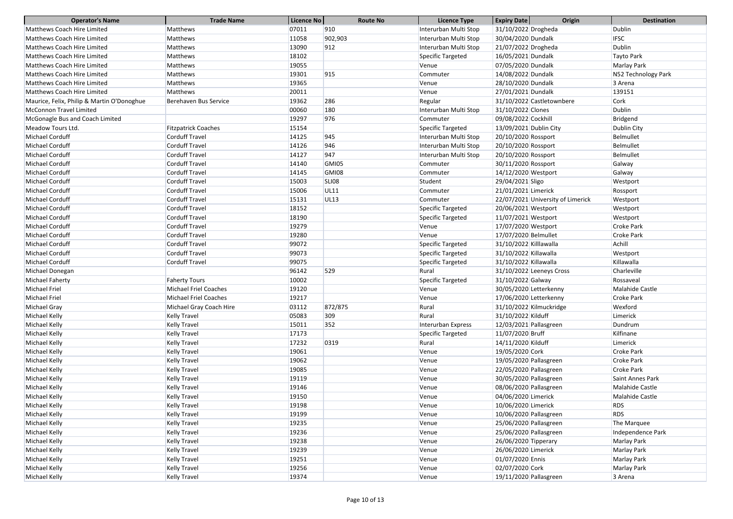| Operator's Name | Trade Name | Licence No | Route No | Licence Type | Expiry Date | Origin | Destination |
|---|---|---|---|---|---|---|---|
| Matthews Coach Hire Limited | Matthews | 07011 | 910 | Interurban Multi Stop | 31/10/2022 | Drogheda | Dublin |
| Matthews Coach Hire Limited | Matthews | 11058 | 902,903 | Interurban Multi Stop | 30/04/2020 | Dundalk | IFSC |
| Matthews Coach Hire Limited | Matthews | 13090 | 912 | Interurban Multi Stop | 21/07/2022 | Drogheda | Dublin |
| Matthews Coach Hire Limited | Matthews | 18102 | | Specific Targeted | 16/05/2021 | Dundalk | Tayto Park |
| Matthews Coach Hire Limited | Matthews | 19055 | | Venue | 07/05/2020 | Dundalk | Marlay Park |
| Matthews Coach Hire Limited | Matthews | 19301 | 915 | Commuter | 14/08/2022 | Dundalk | N52 Technology Park |
| Matthews Coach Hire Limited | Matthews | 19365 | | Venue | 28/10/2020 | Dundalk | 3 Arena |
| Matthews Coach Hire Limited | Matthews | 20011 | | Venue | 27/01/2021 | Dundalk | 139151 |
| Maurice, Felix, Philip & Martin O'Donoghue | Berehaven Bus Service | 19362 | 286 | Regular | 31/10/2022 | Castletownbere | Cork |
| McConnon Travel Limited | | 00060 | 180 | Interurban Multi Stop | 31/10/2022 | Clones | Dublin |
| McGonagle Bus and Coach Limited | | 19297 | 976 | Commuter | 09/08/2022 | Cockhill | Bridgend |
| Meadow Tours Ltd. | Fitzpatrick Coaches | 15154 | | Specific Targeted | 13/09/2021 | Dublin City | Dublin City |
| Michael Corduff | Corduff Travel | 14125 | 945 | Interurban Multi Stop | 20/10/2020 | Rossport | Belmullet |
| Michael Corduff | Corduff Travel | 14126 | 946 | Interurban Multi Stop | 20/10/2020 | Rossport | Belmullet |
| Michael Corduff | Corduff Travel | 14127 | 947 | Interurban Multi Stop | 20/10/2020 | Rossport | Belmullet |
| Michael Corduff | Corduff Travel | 14140 | GMI05 | Commuter | 30/11/2020 | Rossport | Galway |
| Michael Corduff | Corduff Travel | 14145 | GMI08 | Commuter | 14/12/2020 | Westport | Galway |
| Michael Corduff | Corduff Travel | 15003 | SLI08 | Student | 29/04/2021 | Sligo | Westport |
| Michael Corduff | Corduff Travel | 15006 | UL11 | Commuter | 21/01/2021 | Limerick | Rossport |
| Michael Corduff | Corduff Travel | 15131 | UL13 | Commuter | 22/07/2021 | University of Limerick | Westport |
| Michael Corduff | Corduff Travel | 18152 | | Specific Targeted | 20/06/2021 | Westport | Westport |
| Michael Corduff | Corduff Travel | 18190 | | Specific Targeted | 11/07/2021 | Westport | Westport |
| Michael Corduff | Corduff Travel | 19279 | | Venue | 17/07/2020 | Westport | Croke Park |
| Michael Corduff | Corduff Travel | 19280 | | Venue | 17/07/2020 | Belmullet | Croke Park |
| Michael Corduff | Corduff Travel | 99072 | | Specific Targeted | 31/10/2022 | Killlawalla | Achill |
| Michael Corduff | Corduff Travel | 99073 | | Specific Targeted | 31/10/2022 | Killawalla | Westport |
| Michael Corduff | Corduff Travel | 99075 | | Specific Targeted | 31/10/2022 | Killawalla | Killawalla |
| Michael Donegan | | 96142 | 529 | Rural | 31/10/2022 | Leeneys Cross | Charleville |
| Michael Faherty | Faherty Tours | 10002 | | Specific Targeted | 31/10/2022 | Galway | Rossaveal |
| Michael Friel | Michael Friel Coaches | 19120 | | Venue | 30/05/2020 | Letterkenny | Malahide Castle |
| Michael Friel | Michael Friel Coaches | 19217 | | Venue | 17/06/2020 | Letterkenny | Croke Park |
| Michael Gray | Michael Gray Coach Hire | 03112 | 872/875 | Rural | 31/10/2022 | Kilmuckridge | Wexford |
| Michael Kelly | Kelly Travel | 05083 | 309 | Rural | 31/10/2022 | Kilduff | Limerick |
| Michael Kelly | Kelly Travel | 15011 | 352 | Interurban Express | 12/03/2021 | Pallasgreen | Dundrum |
| Michael Kelly | Kelly Travel | 17173 | | Specific Targeted | 11/07/2020 | Bruff | Kilfinane |
| Michael Kelly | Kelly Travel | 17232 | 0319 | Rural | 14/11/2020 | Kilduff | Limerick |
| Michael Kelly | Kelly Travel | 19061 | | Venue | 19/05/2020 | Cork | Croke Park |
| Michael Kelly | Kelly Travel | 19062 | | Venue | 19/05/2020 | Pallasgreen | Croke Park |
| Michael Kelly | Kelly Travel | 19085 | | Venue | 22/05/2020 | Pallasgreen | Croke Park |
| Michael Kelly | Kelly Travel | 19119 | | Venue | 30/05/2020 | Pallasgreen | Saint Annes Park |
| Michael Kelly | Kelly Travel | 19146 | | Venue | 08/06/2020 | Pallasgreen | Malahide Castle |
| Michael Kelly | Kelly Travel | 19150 | | Venue | 04/06/2020 | Limerick | Malahide Castle |
| Michael Kelly | Kelly Travel | 19198 | | Venue | 10/06/2020 | Limerick | RDS |
| Michael Kelly | Kelly Travel | 19199 | | Venue | 10/06/2020 | Pallasgreen | RDS |
| Michael Kelly | Kelly Travel | 19235 | | Venue | 25/06/2020 | Pallasgreen | The Marquee |
| Michael Kelly | Kelly Travel | 19236 | | Venue | 25/06/2020 | Pallasgreen | Independence Park |
| Michael Kelly | Kelly Travel | 19238 | | Venue | 26/06/2020 | Tipperary | Marlay Park |
| Michael Kelly | Kelly Travel | 19239 | | Venue | 26/06/2020 | Limerick | Marlay Park |
| Michael Kelly | Kelly Travel | 19251 | | Venue | 01/07/2020 | Ennis | Marlay Park |
| Michael Kelly | Kelly Travel | 19256 | | Venue | 02/07/2020 | Cork | Marlay Park |
| Michael Kelly | Kelly Travel | 19374 | | Venue | 19/11/2020 | Pallasgreen | 3 Arena |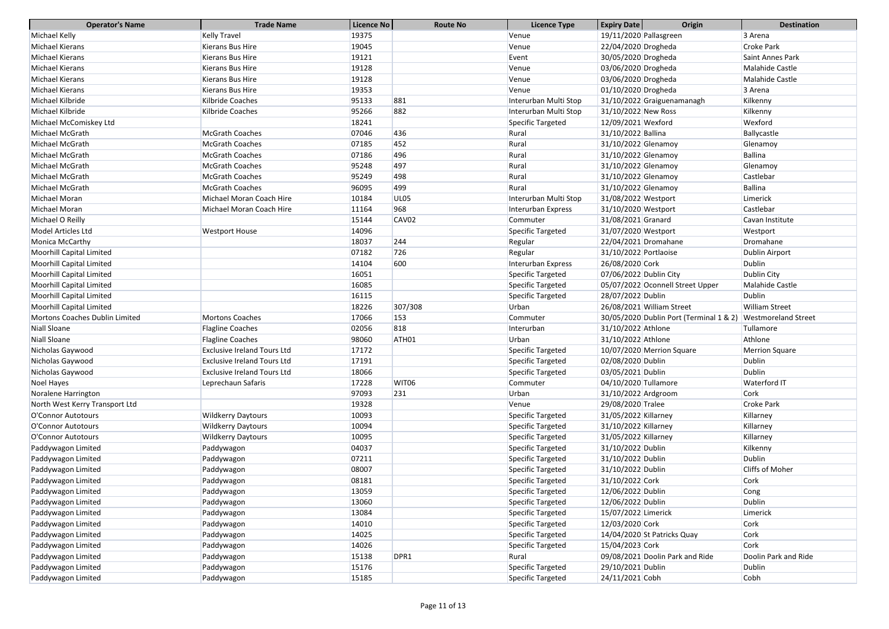| Operator's Name | Trade Name | Licence No | Route No | Licence Type | Expiry Date | Origin | Destination |
|---|---|---|---|---|---|---|---|
| Michael Kelly | Kelly Travel | 19375 | | Venue | 19/11/2020 | Pallasgreen | 3 Arena |
| Michael Kierans | Kierans Bus Hire | 19045 | | Venue | 22/04/2020 | Drogheda | Croke Park |
| Michael Kierans | Kierans Bus Hire | 19121 | | Event | 30/05/2020 | Drogheda | Saint Annes Park |
| Michael Kierans | Kierans Bus Hire | 19128 | | Venue | 03/06/2020 | Drogheda | Malahide Castle |
| Michael Kierans | Kierans Bus Hire | 19128 | | Venue | 03/06/2020 | Drogheda | Malahide Castle |
| Michael Kierans | Kierans Bus Hire | 19353 | | Venue | 01/10/2020 | Drogheda | 3 Arena |
| Michael Kilbride | Kilbride Coaches | 95133 | 881 | Interurban Multi Stop | 31/10/2022 | Graiguenamanagh | Kilkenny |
| Michael Kilbride | Kilbride Coaches | 95266 | 882 | Interurban Multi Stop | 31/10/2022 | New Ross | Kilkenny |
| Michael McComiskey Ltd | | 18241 | | Specific Targeted | 12/09/2021 | Wexford | Wexford |
| Michael McGrath | McGrath Coaches | 07046 | 436 | Rural | 31/10/2022 | Ballina | Ballycastle |
| Michael McGrath | McGrath Coaches | 07185 | 452 | Rural | 31/10/2022 | Glenamoy | Glenamoy |
| Michael McGrath | McGrath Coaches | 07186 | 496 | Rural | 31/10/2022 | Glenamoy | Ballina |
| Michael McGrath | McGrath Coaches | 95248 | 497 | Rural | 31/10/2022 | Glenamoy | Glenamoy |
| Michael McGrath | McGrath Coaches | 95249 | 498 | Rural | 31/10/2022 | Glenamoy | Castlebar |
| Michael McGrath | McGrath Coaches | 96095 | 499 | Rural | 31/10/2022 | Glenamoy | Ballina |
| Michael Moran | Michael Moran Coach Hire | 10184 | UL05 | Interurban Multi Stop | 31/08/2022 | Westport | Limerick |
| Michael Moran | Michael Moran Coach Hire | 11164 | 968 | Interurban Express | 31/10/2020 | Westport | Castlebar |
| Michael O Reilly | | 15144 | CAV02 | Commuter | 31/08/2021 | Granard | Cavan Institute |
| Model Articles Ltd | Westport House | 14096 | | Specific Targeted | 31/07/2020 | Westport | Westport |
| Monica McCarthy | | 18037 | 244 | Regular | 22/04/2021 | Dromahane | Dromahane |
| Moorhill Capital Limited | | 07182 | 726 | Regular | 31/10/2022 | Portlaoise | Dublin Airport |
| Moorhill Capital Limited | | 14104 | 600 | Interurban Express | 26/08/2020 | Cork | Dublin |
| Moorhill Capital Limited | | 16051 | | Specific Targeted | 07/06/2022 | Dublin City | Dublin City |
| Moorhill Capital Limited | | 16085 | | Specific Targeted | 05/07/2022 | Oconnell Street Upper | Malahide Castle |
| Moorhill Capital Limited | | 16115 | | Specific Targeted | 28/07/2022 | Dublin | Dublin |
| Moorhill Capital Limited | | 18226 | 307/308 | Urban | 26/08/2021 | William Street | William Street |
| Mortons Coaches Dublin Limited | Mortons Coaches | 17066 | 153 | Commuter | 30/05/2020 | Dublin Port (Terminal 1 & 2) | Westmoreland Street |
| Niall Sloane | Flagline Coaches | 02056 | 818 | Interurban | 31/10/2022 | Athlone | Tullamore |
| Niall Sloane | Flagline Coaches | 98060 | ATH01 | Urban | 31/10/2022 | Athlone | Athlone |
| Nicholas Gaywood | Exclusive Ireland Tours Ltd | 17172 | | Specific Targeted | 10/07/2020 | Merrion Square | Merrion Square |
| Nicholas Gaywood | Exclusive Ireland Tours Ltd | 17191 | | Specific Targeted | 02/08/2020 | Dublin | Dublin |
| Nicholas Gaywood | Exclusive Ireland Tours Ltd | 18066 | | Specific Targeted | 03/05/2021 | Dublin | Dublin |
| Noel Hayes | Leprechaun Safaris | 17228 | WIT06 | Commuter | 04/10/2020 | Tullamore | Waterford IT |
| Noralene Harrington | | 97093 | 231 | Urban | 31/10/2022 | Ardgroom | Cork |
| North West Kerry Transport Ltd | | 19328 | | Venue | 29/08/2020 | Tralee | Croke Park |
| O'Connor Autotours | Wildkerry Daytours | 10093 | | Specific Targeted | 31/05/2022 | Killarney | Killarney |
| O'Connor Autotours | Wildkerry Daytours | 10094 | | Specific Targeted | 31/10/2022 | Killarney | Killarney |
| O'Connor Autotours | Wildkerry Daytours | 10095 | | Specific Targeted | 31/05/2022 | Killarney | Killarney |
| Paddywagon Limited | Paddywagon | 04037 | | Specific Targeted | 31/10/2022 | Dublin | Kilkenny |
| Paddywagon Limited | Paddywagon | 07211 | | Specific Targeted | 31/10/2022 | Dublin | Dublin |
| Paddywagon Limited | Paddywagon | 08007 | | Specific Targeted | 31/10/2022 | Dublin | Cliffs of Moher |
| Paddywagon Limited | Paddywagon | 08181 | | Specific Targeted | 31/10/2022 | Cork | Cork |
| Paddywagon Limited | Paddywagon | 13059 | | Specific Targeted | 12/06/2022 | Dublin | Cong |
| Paddywagon Limited | Paddywagon | 13060 | | Specific Targeted | 12/06/2022 | Dublin | Dublin |
| Paddywagon Limited | Paddywagon | 13084 | | Specific Targeted | 15/07/2022 | Limerick | Limerick |
| Paddywagon Limited | Paddywagon | 14010 | | Specific Targeted | 12/03/2020 | Cork | Cork |
| Paddywagon Limited | Paddywagon | 14025 | | Specific Targeted | 14/04/2020 | St Patricks Quay | Cork |
| Paddywagon Limited | Paddywagon | 14026 | | Specific Targeted | 15/04/2023 | Cork | Cork |
| Paddywagon Limited | Paddywagon | 15138 | DPR1 | Rural | 09/08/2021 | Doolin Park and Ride | Doolin Park and Ride |
| Paddywagon Limited | Paddywagon | 15176 | | Specific Targeted | 29/10/2021 | Dublin | Dublin |
| Paddywagon Limited | Paddywagon | 15185 | | Specific Targeted | 24/11/2021 | Cobh | Cobh |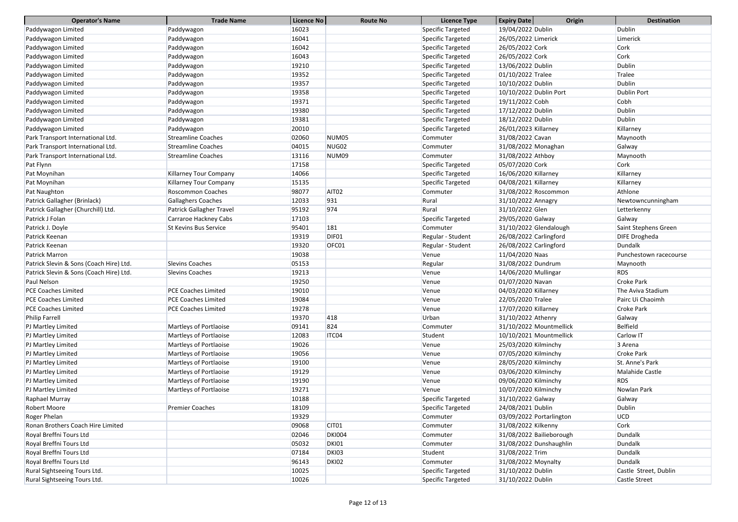| Operator's Name | Trade Name | Licence No | Route No | Licence Type | Expiry Date | Origin | Destination |
|---|---|---|---|---|---|---|---|
| Paddywagon Limited | Paddywagon | 16023 | | Specific Targeted | 19/04/2022 | Dublin | Dublin |
| Paddywagon Limited | Paddywagon | 16041 | | Specific Targeted | 26/05/2022 | Limerick | Limerick |
| Paddywagon Limited | Paddywagon | 16042 | | Specific Targeted | 26/05/2022 | Cork | Cork |
| Paddywagon Limited | Paddywagon | 16043 | | Specific Targeted | 26/05/2022 | Cork | Cork |
| Paddywagon Limited | Paddywagon | 19210 | | Specific Targeted | 13/06/2022 | Dublin | Dublin |
| Paddywagon Limited | Paddywagon | 19352 | | Specific Targeted | 01/10/2022 | Tralee | Tralee |
| Paddywagon Limited | Paddywagon | 19357 | | Specific Targeted | 10/10/2022 | Dublin | Dublin |
| Paddywagon Limited | Paddywagon | 19358 | | Specific Targeted | 10/10/2022 | Dublin Port | Dublin Port |
| Paddywagon Limited | Paddywagon | 19371 | | Specific Targeted | 19/11/2022 | Cobh | Cobh |
| Paddywagon Limited | Paddywagon | 19380 | | Specific Targeted | 17/12/2022 | Dublin | Dublin |
| Paddywagon Limited | Paddywagon | 19381 | | Specific Targeted | 18/12/2022 | Dublin | Dublin |
| Paddywagon Limited | Paddywagon | 20010 | | Specific Targeted | 26/01/2023 | Killarney | Killarney |
| Park Transport International Ltd. | Streamline Coaches | 02060 | NUM05 | Commuter | 31/08/2022 | Cavan | Maynooth |
| Park Transport International Ltd. | Streamline Coaches | 04015 | NUG02 | Commuter | 31/08/2022 | Monaghan | Galway |
| Park Transport International Ltd. | Streamline Coaches | 13116 | NUM09 | Commuter | 31/08/2022 | Athboy | Maynooth |
| Pat Flynn | | 17158 | | Specific Targeted | 05/07/2020 | Cork | Cork |
| Pat Moynihan | Killarney Tour Company | 14066 | | Specific Targeted | 16/06/2020 | Killarney | Killarney |
| Pat Moynihan | Killarney Tour Company | 15135 | | Specific Targeted | 04/08/2021 | Killarney | Killarney |
| Pat Naughton | Roscommon Coaches | 98077 | AIT02 | Commuter | 31/08/2022 | Roscommon | Athlone |
| Patrick Gallagher (Brinlack) | Gallaghers Coaches | 12033 | 931 | Rural | 31/10/2022 | Annagry | Newtowncunningham |
| Patrick Gallagher (Churchill) Ltd. | Patrick Gallagher Travel | 95192 | 974 | Rural | 31/10/2022 | Glen | Letterkenny |
| Patrick J Folan | Carraroe Hackney Cabs | 17103 | | Specific Targeted | 29/05/2020 | Galway | Galway |
| Patrick J. Doyle | St Kevins Bus Service | 95401 | 181 | Commuter | 31/10/2022 | Glendalough | Saint Stephens Green |
| Patrick Keenan | | 19319 | DIF01 | Regular - Student | 26/08/2022 | Carlingford | DIFE Drogheda |
| Patrick Keenan | | 19320 | OFC01 | Regular - Student | 26/08/2022 | Carlingford | Dundalk |
| Patrick Marron | | 19038 | | Venue | 11/04/2020 | Naas | Punchestown racecourse |
| Patrick Slevin & Sons (Coach Hire) Ltd. | Slevins Coaches | 05153 | | Regular | 31/08/2022 | Dundrum | Maynooth |
| Patrick Slevin & Sons (Coach Hire) Ltd. | Slevins Coaches | 19213 | | Venue | 14/06/2020 | Mullingar | RDS |
| Paul Nelson | | 19250 | | Venue | 01/07/2020 | Navan | Croke Park |
| PCE Coaches Limited | PCE Coaches Limited | 19010 | | Venue | 04/03/2020 | Killarney | The Aviva Stadium |
| PCE Coaches Limited | PCE Coaches Limited | 19084 | | Venue | 22/05/2020 | Tralee | Pairc Ui Chaoimh |
| PCE Coaches Limited | PCE Coaches Limited | 19278 | | Venue | 17/07/2020 | Killarney | Croke Park |
| Philip Farrell | | 19370 | 418 | Urban | 31/10/2022 | Athenry | Galway |
| PJ Martley Limited | Martleys of Portlaoise | 09141 | 824 | Commuter | 31/10/2022 | Mountmellick | Belfield |
| PJ Martley Limited | Martleys of Portlaoise | 12083 | ITC04 | Student | 10/10/2021 | Mountmellick | Carlow IT |
| PJ Martley Limited | Martleys of Portlaoise | 19026 | | Venue | 25/03/2020 | Kilminchy | 3 Arena |
| PJ Martley Limited | Martleys of Portlaoise | 19056 | | Venue | 07/05/2020 | Kilminchy | Croke Park |
| PJ Martley Limited | Martleys of Portlaoise | 19100 | | Venue | 28/05/2020 | Kilminchy | St. Anne's Park |
| PJ Martley Limited | Martleys of Portlaoise | 19129 | | Venue | 03/06/2020 | Kilminchy | Malahide Castle |
| PJ Martley Limited | Martleys of Portlaoise | 19190 | | Venue | 09/06/2020 | Kilminchy | RDS |
| PJ Martley Limited | Martleys of Portlaoise | 19271 | | Venue | 10/07/2020 | Kilminchy | Nowlan Park |
| Raphael Murray | | 10188 | | Specific Targeted | 31/10/2022 | Galway | Galway |
| Robert Moore | Premier Coaches | 18109 | | Specific Targeted | 24/08/2021 | Dublin | Dublin |
| Roger Phelan | | 19329 | | Commuter | 03/09/2022 | Portarlington | UCD |
| Ronan Brothers Coach Hire Limited | | 09068 | CIT01 | Commuter | 31/08/2022 | Kilkenny | Cork |
| Royal Breffni Tours Ltd | | 02046 | DKI004 | Commuter | 31/08/2022 | Bailieborough | Dundalk |
| Royal Breffni Tours Ltd | | 05032 | DKI01 | Commuter | 31/08/2022 | Dunshaughlin | Dundalk |
| Royal Breffni Tours Ltd | | 07184 | DKI03 | Student | 31/08/2022 | Trim | Dundalk |
| Royal Breffni Tours Ltd | | 96143 | DKI02 | Commuter | 31/08/2022 | Moynalty | Dundalk |
| Rural Sightseeing Tours Ltd. | | 10025 | | Specific Targeted | 31/10/2022 | Dublin | Castle Street, Dublin |
| Rural Sightseeing Tours Ltd. | | 10026 | | Specific Targeted | 31/10/2022 | Dublin | Castle Street |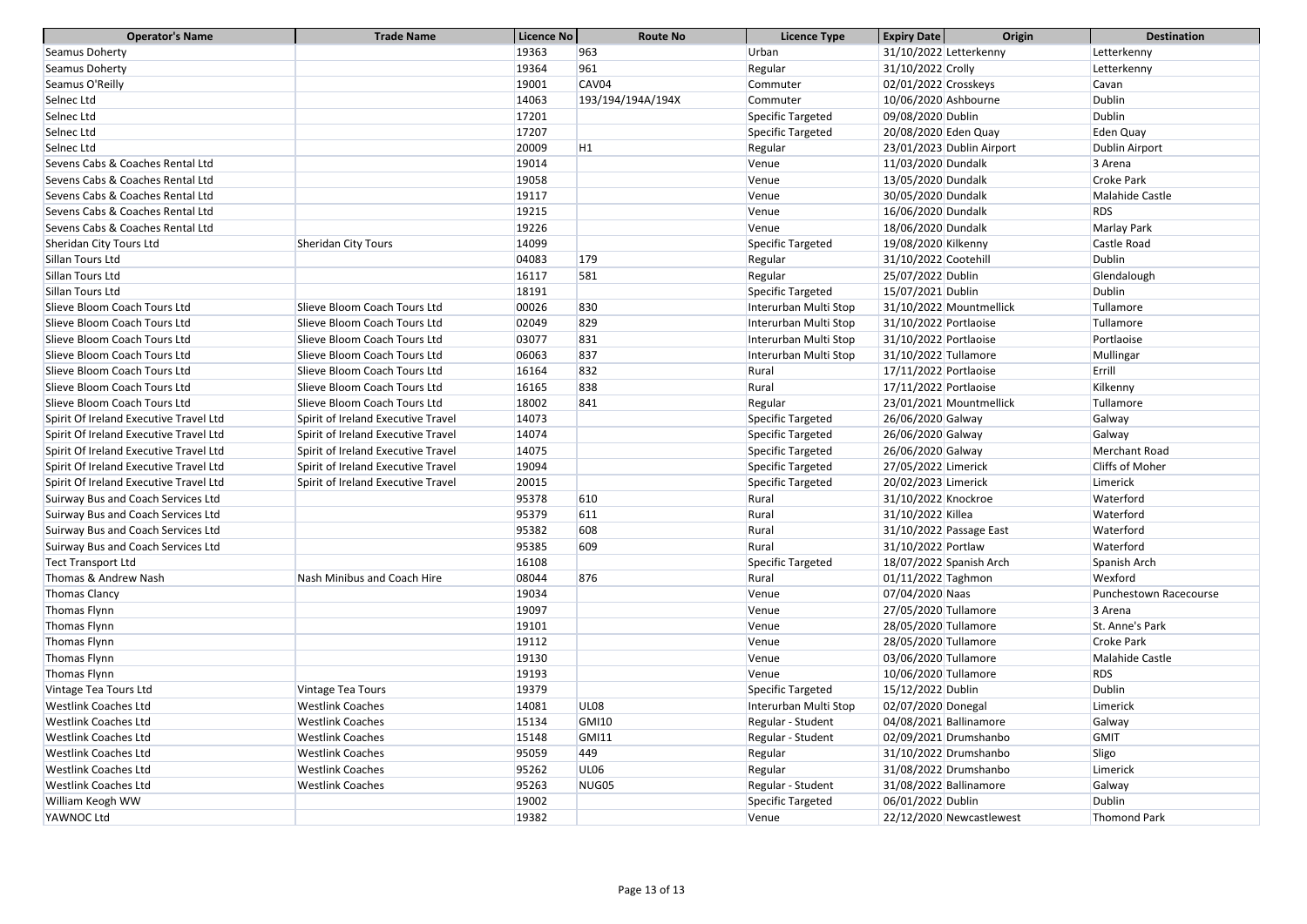| Operator's Name | Trade Name | Licence No | Route No | Licence Type | Expiry Date | Origin | Destination |
|---|---|---|---|---|---|---|---|
| Seamus Doherty | | 19363 | 963 | Urban | 31/10/2022 | Letterkenny | Letterkenny |
| Seamus Doherty | | 19364 | 961 | Regular | 31/10/2022 | Crolly | Letterkenny |
| Seamus O'Reilly | | 19001 | CAV04 | Commuter | 02/01/2022 | Crosskeys | Cavan |
| Selnec Ltd | | 14063 | 193/194/194A/194X | Commuter | 10/06/2020 | Ashbourne | Dublin |
| Selnec Ltd | | 17201 | | Specific Targeted | 09/08/2020 | Dublin | Dublin |
| Selnec Ltd | | 17207 | | Specific Targeted | 20/08/2020 | Eden Quay | Eden Quay |
| Selnec Ltd | | 20009 | H1 | Regular | 23/01/2023 | Dublin Airport | Dublin Airport |
| Sevens Cabs & Coaches Rental Ltd | | 19014 | | Venue | 11/03/2020 | Dundalk | 3 Arena |
| Sevens Cabs & Coaches Rental Ltd | | 19058 | | Venue | 13/05/2020 | Dundalk | Croke Park |
| Sevens Cabs & Coaches Rental Ltd | | 19117 | | Venue | 30/05/2020 | Dundalk | Malahide Castle |
| Sevens Cabs & Coaches Rental Ltd | | 19215 | | Venue | 16/06/2020 | Dundalk | RDS |
| Sevens Cabs & Coaches Rental Ltd | | 19226 | | Venue | 18/06/2020 | Dundalk | Marlay Park |
| Sheridan City Tours Ltd | Sheridan City Tours | 14099 | | Specific Targeted | 19/08/2020 | Kilkenny | Castle Road |
| Sillan Tours Ltd | | 04083 | 179 | Regular | 31/10/2022 | Cootehill | Dublin |
| Sillan Tours Ltd | | 16117 | 581 | Regular | 25/07/2022 | Dublin | Glendalough |
| Sillan Tours Ltd | | 18191 | | Specific Targeted | 15/07/2021 | Dublin | Dublin |
| Slieve Bloom Coach Tours Ltd | Slieve Bloom Coach Tours Ltd | 00026 | 830 | Interurban Multi Stop | 31/10/2022 | Mountmellick | Tullamore |
| Slieve Bloom Coach Tours Ltd | Slieve Bloom Coach Tours Ltd | 02049 | 829 | Interurban Multi Stop | 31/10/2022 | Portlaoise | Tullamore |
| Slieve Bloom Coach Tours Ltd | Slieve Bloom Coach Tours Ltd | 03077 | 831 | Interurban Multi Stop | 31/10/2022 | Portlaoise | Portlaoise |
| Slieve Bloom Coach Tours Ltd | Slieve Bloom Coach Tours Ltd | 06063 | 837 | Interurban Multi Stop | 31/10/2022 | Tullamore | Mullingar |
| Slieve Bloom Coach Tours Ltd | Slieve Bloom Coach Tours Ltd | 16164 | 832 | Rural | 17/11/2022 | Portlaoise | Errill |
| Slieve Bloom Coach Tours Ltd | Slieve Bloom Coach Tours Ltd | 16165 | 838 | Rural | 17/11/2022 | Portlaoise | Kilkenny |
| Slieve Bloom Coach Tours Ltd | Slieve Bloom Coach Tours Ltd | 18002 | 841 | Regular | 23/01/2021 | Mountmellick | Tullamore |
| Spirit Of Ireland Executive Travel Ltd | Spirit of Ireland Executive Travel | 14073 | | Specific Targeted | 26/06/2020 | Galway | Galway |
| Spirit Of Ireland Executive Travel Ltd | Spirit of Ireland Executive Travel | 14074 | | Specific Targeted | 26/06/2020 | Galway | Galway |
| Spirit Of Ireland Executive Travel Ltd | Spirit of Ireland Executive Travel | 14075 | | Specific Targeted | 26/06/2020 | Galway | Merchant Road |
| Spirit Of Ireland Executive Travel Ltd | Spirit of Ireland Executive Travel | 19094 | | Specific Targeted | 27/05/2022 | Limerick | Cliffs of Moher |
| Spirit Of Ireland Executive Travel Ltd | Spirit of Ireland Executive Travel | 20015 | | Specific Targeted | 20/02/2023 | Limerick | Limerick |
| Suirway Bus and Coach Services Ltd | | 95378 | 610 | Rural | 31/10/2022 | Knockroe | Waterford |
| Suirway Bus and Coach Services Ltd | | 95379 | 611 | Rural | 31/10/2022 | Killea | Waterford |
| Suirway Bus and Coach Services Ltd | | 95382 | 608 | Rural | 31/10/2022 | Passage East | Waterford |
| Suirway Bus and Coach Services Ltd | | 95385 | 609 | Rural | 31/10/2022 | Portlaw | Waterford |
| Tect Transport Ltd | | 16108 | | Specific Targeted | 18/07/2022 | Spanish Arch | Spanish Arch |
| Thomas & Andrew Nash | Nash Minibus and Coach Hire | 08044 | 876 | Rural | 01/11/2022 | Taghmon | Wexford |
| Thomas Clancy | | 19034 | | Venue | 07/04/2020 | Naas | Punchestown Racecourse |
| Thomas Flynn | | 19097 | | Venue | 27/05/2020 | Tullamore | 3 Arena |
| Thomas Flynn | | 19101 | | Venue | 28/05/2020 | Tullamore | St. Anne's Park |
| Thomas Flynn | | 19112 | | Venue | 28/05/2020 | Tullamore | Croke Park |
| Thomas Flynn | | 19130 | | Venue | 03/06/2020 | Tullamore | Malahide Castle |
| Thomas Flynn | | 19193 | | Venue | 10/06/2020 | Tullamore | RDS |
| Vintage Tea Tours Ltd | Vintage Tea Tours | 19379 | | Specific Targeted | 15/12/2022 | Dublin | Dublin |
| Westlink Coaches Ltd | Westlink Coaches | 14081 | UL08 | Interurban Multi Stop | 02/07/2020 | Donegal | Limerick |
| Westlink Coaches Ltd | Westlink Coaches | 15134 | GMI10 | Regular - Student | 04/08/2021 | Ballinamore | Galway |
| Westlink Coaches Ltd | Westlink Coaches | 15148 | GMI11 | Regular - Student | 02/09/2021 | Drumshanbo | GMIT |
| Westlink Coaches Ltd | Westlink Coaches | 95059 | 449 | Regular | 31/10/2022 | Drumshanbo | Sligo |
| Westlink Coaches Ltd | Westlink Coaches | 95262 | UL06 | Regular | 31/08/2022 | Drumshanbo | Limerick |
| Westlink Coaches Ltd | Westlink Coaches | 95263 | NUG05 | Regular - Student | 31/08/2022 | Ballinamore | Galway |
| William Keogh WW | | 19002 | | Specific Targeted | 06/01/2022 | Dublin | Dublin |
| YAWNOC Ltd | | 19382 | | Venue | 22/12/2020 | Newcastlewest | Thomond Park |